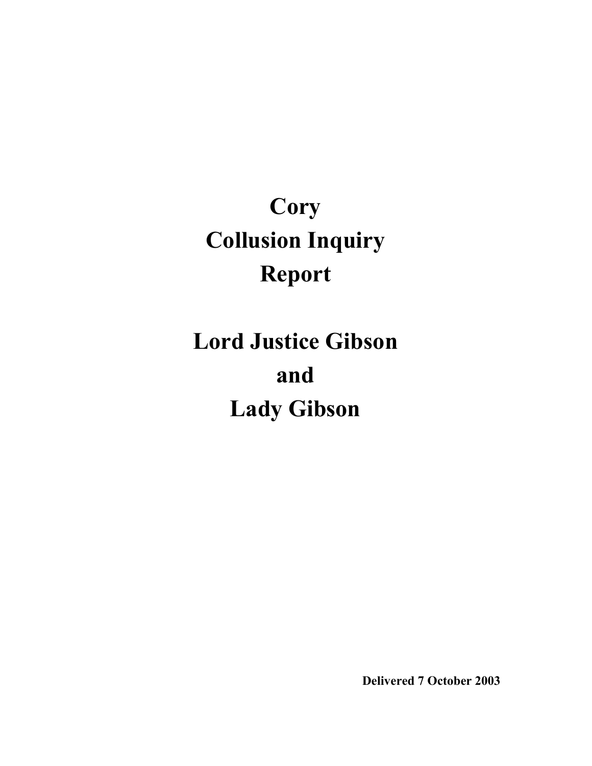# Cory Collusion Inquiry Report

# Lord Justice Gibson and Lady Gibson

**Delivered 7 October 2003**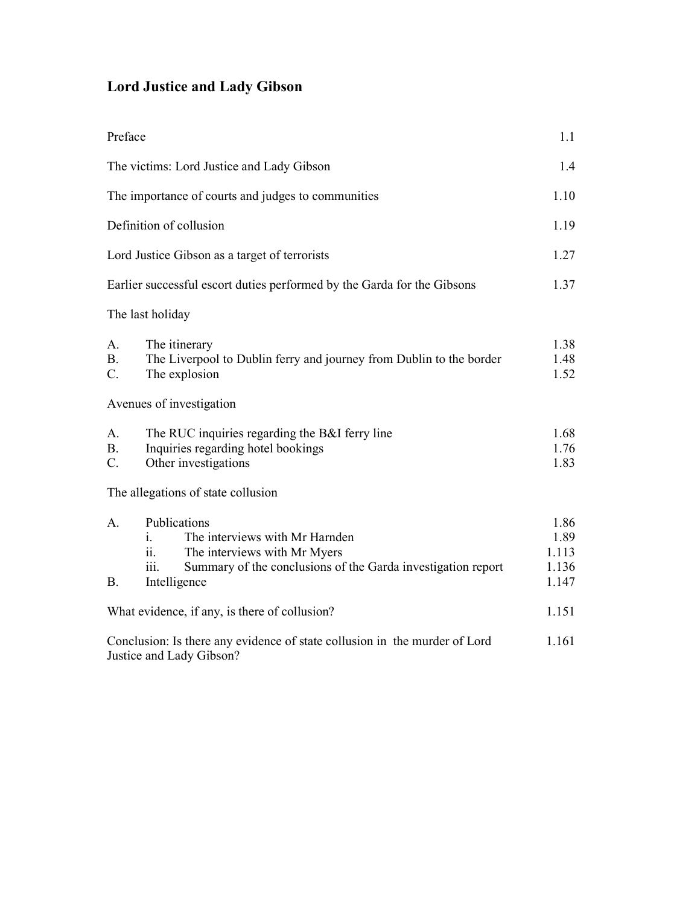# Lord Justice and Lady Gibson

| | |
|---|---|
| Preface | 1.1 |
| The victims: Lord Justice and Lady Gibson | 1.4 |
| The importance of courts and judges to communities | 1.10 |
| Definition of collusion | 1.19 |
| Lord Justice Gibson as a target of terrorists | 1.27 |
| Earlier successful escort duties performed by the Garda for the Gibsons | 1.37 |
| The last holiday | |
| A. The itinerary | 1.38 |
| B. The Liverpool to Dublin ferry and journey from Dublin to the border | 1.48 |
| C. The explosion | 1.52 |
| Avenues of investigation | |
| A. The RUC inquiries regarding the B&I ferry line | 1.68 |
| B. Inquiries regarding hotel bookings | 1.76 |
| C. Other investigations | 1.83 |
| The allegations of state collusion | |
| A. Publications | 1.86 |
| i. The interviews with Mr Harnden | 1.89 |
| ii. The interviews with Mr Myers | 1.113 |
| iii. Summary of the conclusions of the Garda investigation report | 1.136 |
| B. Intelligence | 1.147 |
| What evidence, if any, is there of collusion? | 1.151 |
| Conclusion: Is there any evidence of state collusion in the murder of Lord Justice and Lady Gibson? | 1.161 |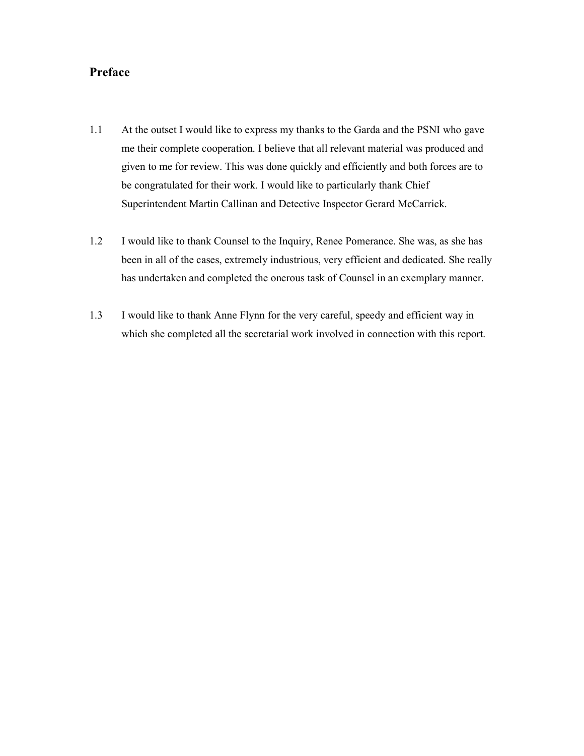## Preface

1.1 At the outset I would like to express my thanks to the Garda and the PSNI who gave me their complete cooperation. I believe that all relevant material was produced and given to me for review. This was done quickly and efficiently and both forces are to be congratulated for their work. I would like to particularly thank Chief Superintendent Martin Callinan and Detective Inspector Gerard McCarrick.

1.2 I would like to thank Counsel to the Inquiry, Renee Pomerance. She was, as she has been in all of the cases, extremely industrious, very efficient and dedicated. She really has undertaken and completed the onerous task of Counsel in an exemplary manner.

1.3 I would like to thank Anne Flynn for the very careful, speedy and efficient way in which she completed all the secretarial work involved in connection with this report.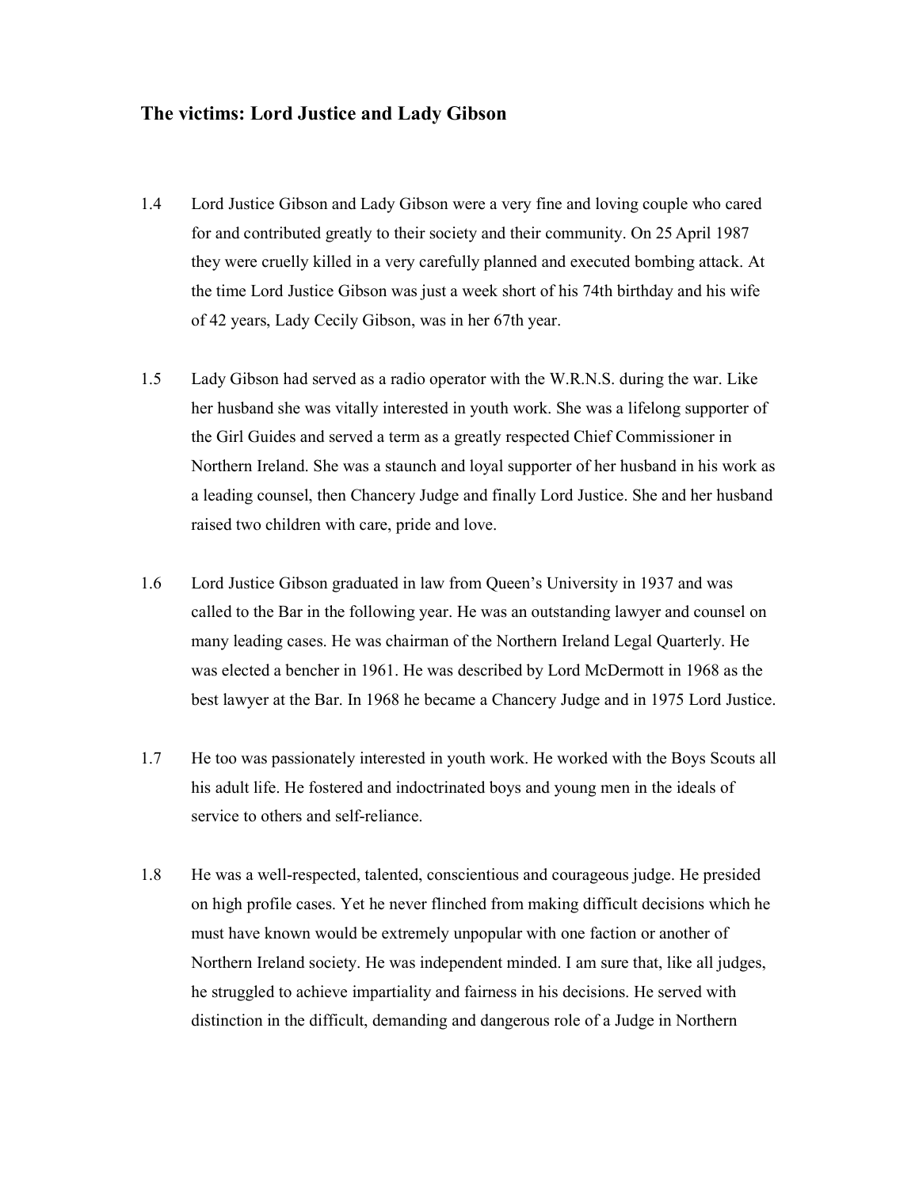## The victims: Lord Justice and Lady Gibson

1.4 Lord Justice Gibson and Lady Gibson were a very fine and loving couple who cared for and contributed greatly to their society and their community. On 25 April 1987 they were cruelly killed in a very carefully planned and executed bombing attack. At the time Lord Justice Gibson was just a week short of his 74th birthday and his wife of 42 years, Lady Cecily Gibson, was in her 67th year.

1.5 Lady Gibson had served as a radio operator with the W.R.N.S. during the war. Like her husband she was vitally interested in youth work. She was a lifelong supporter of the Girl Guides and served a term as a greatly respected Chief Commissioner in Northern Ireland. She was a staunch and loyal supporter of her husband in his work as a leading counsel, then Chancery Judge and finally Lord Justice. She and her husband raised two children with care, pride and love.

1.6 Lord Justice Gibson graduated in law from Queen's University in 1937 and was called to the Bar in the following year. He was an outstanding lawyer and counsel on many leading cases. He was chairman of the Northern Ireland Legal Quarterly. He was elected a bencher in 1961. He was described by Lord McDermott in 1968 as the best lawyer at the Bar. In 1968 he became a Chancery Judge and in 1975 Lord Justice.

1.7 He too was passionately interested in youth work. He worked with the Boys Scouts all his adult life. He fostered and indoctrinated boys and young men in the ideals of service to others and self-reliance.

1.8 He was a well-respected, talented, conscientious and courageous judge. He presided on high profile cases. Yet he never flinched from making difficult decisions which he must have known would be extremely unpopular with one faction or another of Northern Ireland society. He was independent minded. I am sure that, like all judges, he struggled to achieve impartiality and fairness in his decisions. He served with distinction in the difficult, demanding and dangerous role of a Judge in Northern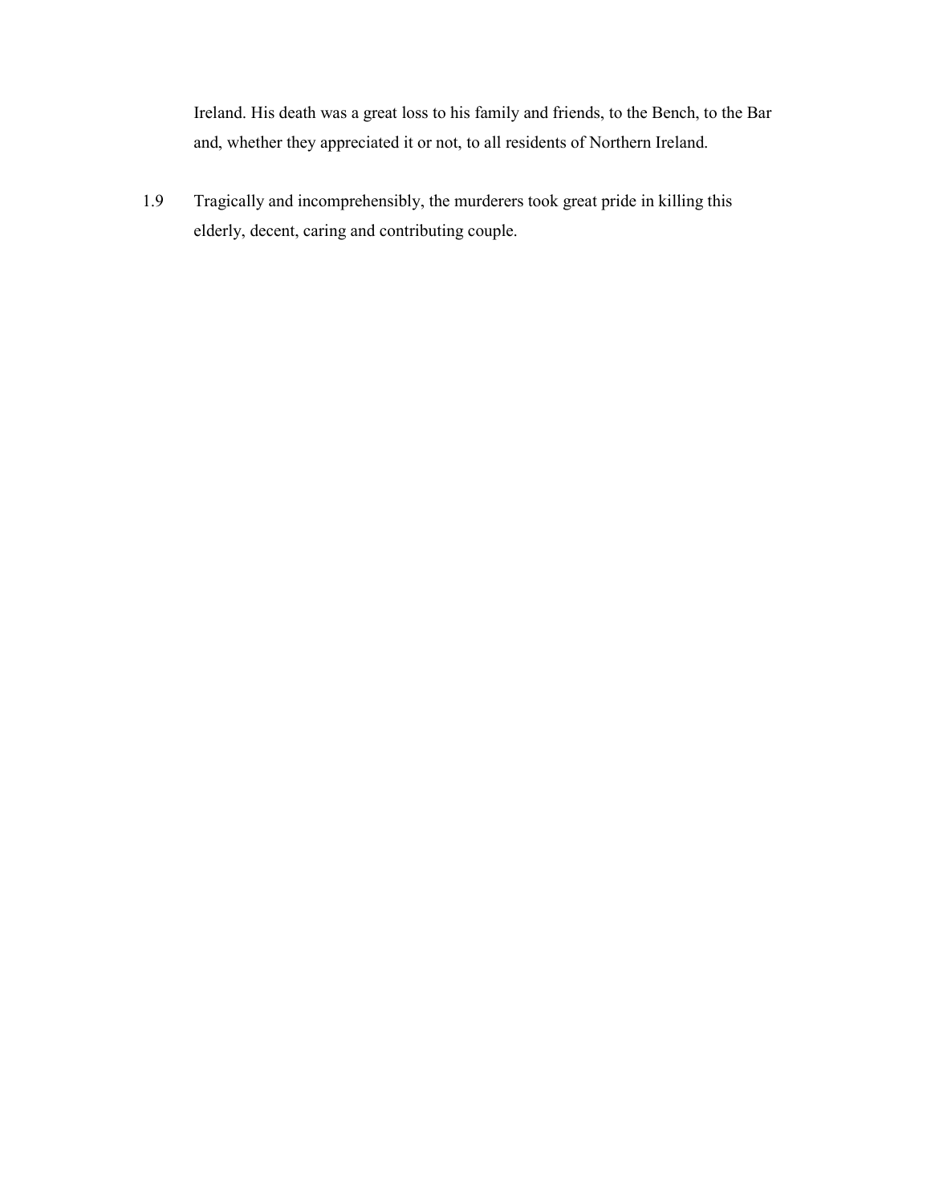Ireland. His death was a great loss to his family and friends, to the Bench, to the Bar and, whether they appreciated it or not, to all residents of Northern Ireland.

1.9 Tragically and incomprehensibly, the murderers took great pride in killing this elderly, decent, caring and contributing couple.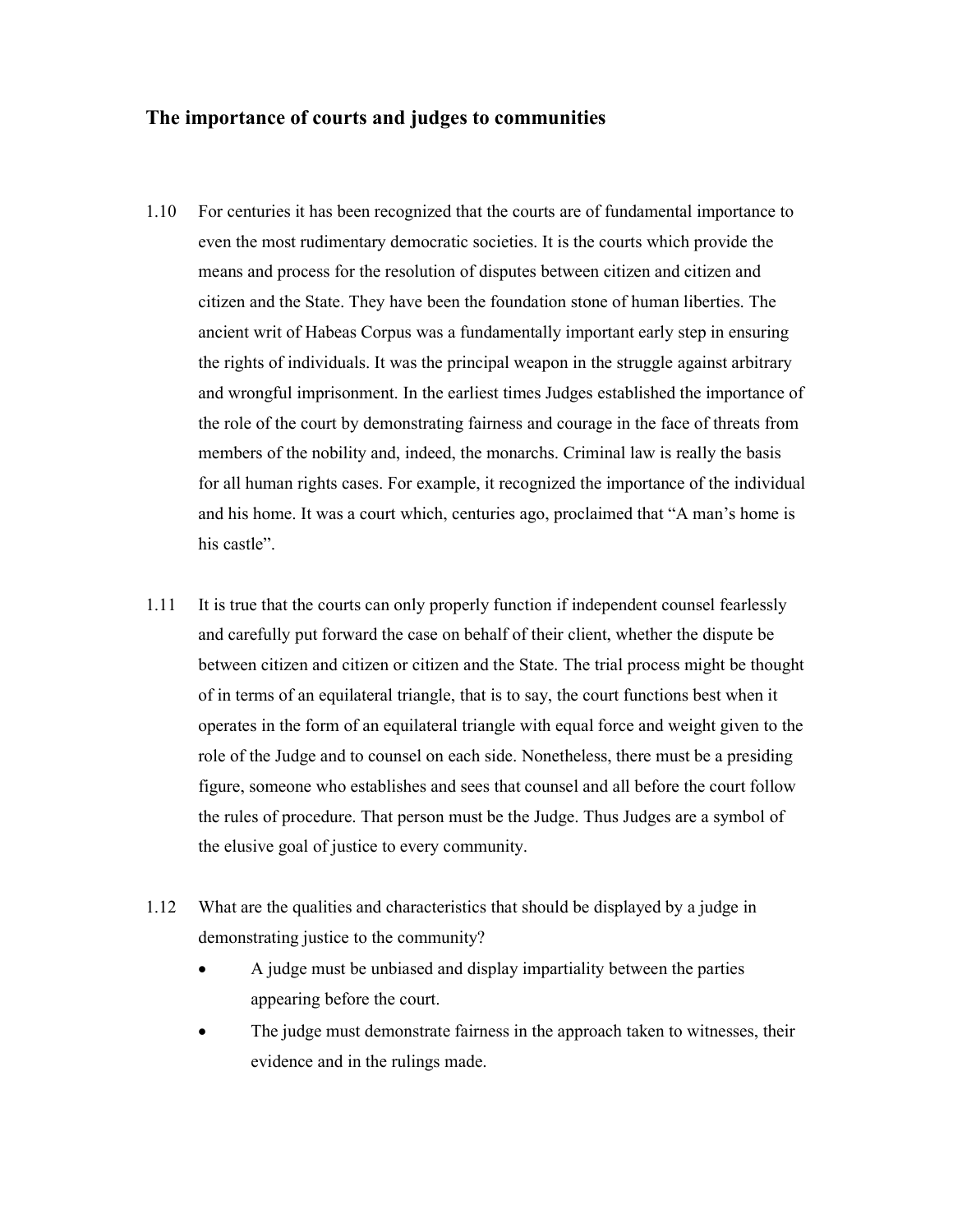## The importance of courts and judges to communities

1.10 For centuries it has been recognized that the courts are of fundamental importance to even the most rudimentary democratic societies. It is the courts which provide the means and process for the resolution of disputes between citizen and citizen and citizen and the State. They have been the foundation stone of human liberties. The ancient writ of Habeas Corpus was a fundamentally important early step in ensuring the rights of individuals. It was the principal weapon in the struggle against arbitrary and wrongful imprisonment. In the earliest times Judges established the importance of the role of the court by demonstrating fairness and courage in the face of threats from members of the nobility and, indeed, the monarchs. Criminal law is really the basis for all human rights cases. For example, it recognized the importance of the individual and his home. It was a court which, centuries ago, proclaimed that "A man's home is his castle".

1.11 It is true that the courts can only properly function if independent counsel fearlessly and carefully put forward the case on behalf of their client, whether the dispute be between citizen and citizen or citizen and the State. The trial process might be thought of in terms of an equilateral triangle, that is to say, the court functions best when it operates in the form of an equilateral triangle with equal force and weight given to the role of the Judge and to counsel on each side. Nonetheless, there must be a presiding figure, someone who establishes and sees that counsel and all before the court follow the rules of procedure. That person must be the Judge. Thus Judges are a symbol of the elusive goal of justice to every community.

1.12 What are the qualities and characteristics that should be displayed by a judge in demonstrating justice to the community?

- A judge must be unbiased and display impartiality between the parties appearing before the court.
- The judge must demonstrate fairness in the approach taken to witnesses, their evidence and in the rulings made.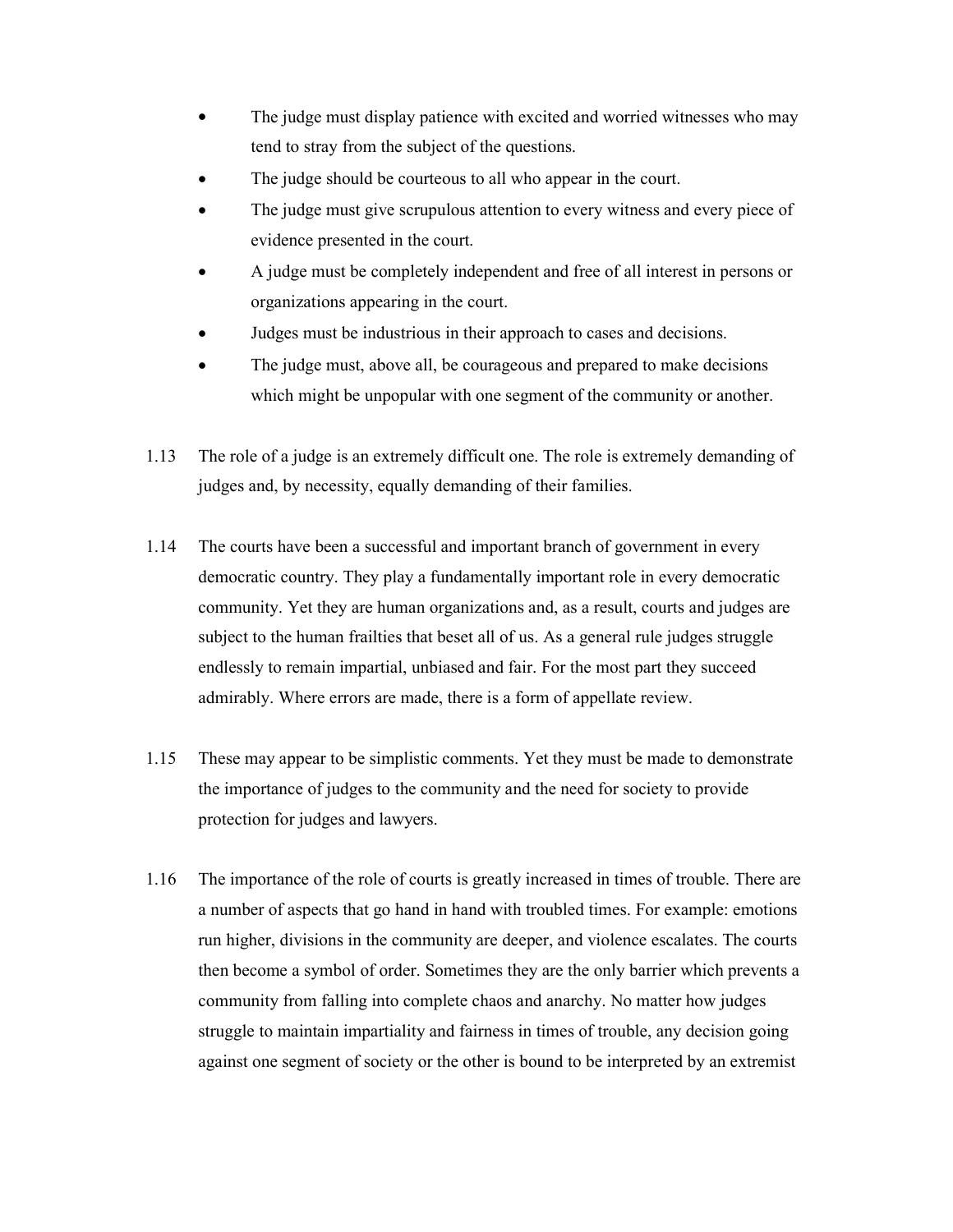- The judge must display patience with excited and worried witnesses who may tend to stray from the subject of the questions.
- The judge should be courteous to all who appear in the court.
- The judge must give scrupulous attention to every witness and every piece of evidence presented in the court.
- A judge must be completely independent and free of all interest in persons or organizations appearing in the court.
- Judges must be industrious in their approach to cases and decisions.
- The judge must, above all, be courageous and prepared to make decisions which might be unpopular with one segment of the community or another.

1.13 The role of a judge is an extremely difficult one. The role is extremely demanding of judges and, by necessity, equally demanding of their families.

1.14 The courts have been a successful and important branch of government in every democratic country. They play a fundamentally important role in every democratic community. Yet they are human organizations and, as a result, courts and judges are subject to the human frailties that beset all of us. As a general rule judges struggle endlessly to remain impartial, unbiased and fair. For the most part they succeed admirably. Where errors are made, there is a form of appellate review.

1.15 These may appear to be simplistic comments. Yet they must be made to demonstrate the importance of judges to the community and the need for society to provide protection for judges and lawyers.

1.16 The importance of the role of courts is greatly increased in times of trouble. There are a number of aspects that go hand in hand with troubled times. For example: emotions run higher, divisions in the community are deeper, and violence escalates. The courts then become a symbol of order. Sometimes they are the only barrier which prevents a community from falling into complete chaos and anarchy. No matter how judges struggle to maintain impartiality and fairness in times of trouble, any decision going against one segment of society or the other is bound to be interpreted by an extremist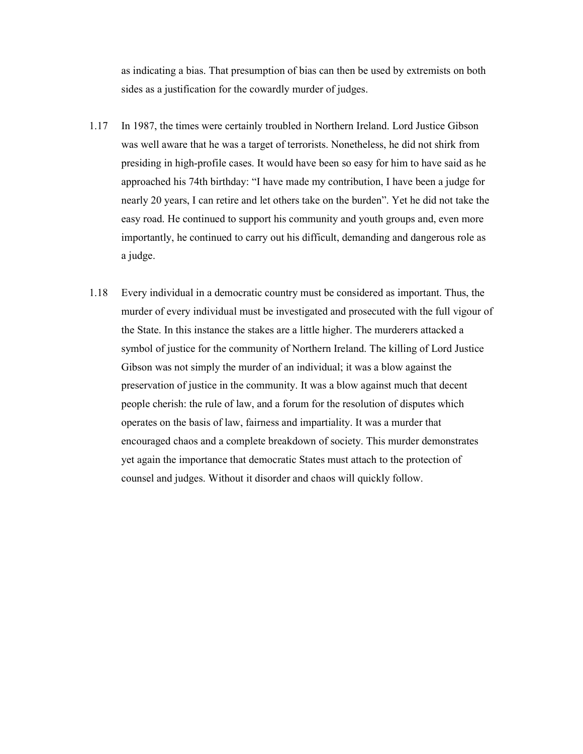as indicating a bias. That presumption of bias can then be used by extremists on both sides as a justification for the cowardly murder of judges.

1.17 In 1987, the times were certainly troubled in Northern Ireland. Lord Justice Gibson was well aware that he was a target of terrorists. Nonetheless, he did not shirk from presiding in high-profile cases. It would have been so easy for him to have said as he approached his 74th birthday: "I have made my contribution, I have been a judge for nearly 20 years, I can retire and let others take on the burden". Yet he did not take the easy road. He continued to support his community and youth groups and, even more importantly, he continued to carry out his difficult, demanding and dangerous role as a judge.

1.18 Every individual in a democratic country must be considered as important. Thus, the murder of every individual must be investigated and prosecuted with the full vigour of the State. In this instance the stakes are a little higher. The murderers attacked a symbol of justice for the community of Northern Ireland. The killing of Lord Justice Gibson was not simply the murder of an individual; it was a blow against the preservation of justice in the community. It was a blow against much that decent people cherish: the rule of law, and a forum for the resolution of disputes which operates on the basis of law, fairness and impartiality. It was a murder that encouraged chaos and a complete breakdown of society. This murder demonstrates yet again the importance that democratic States must attach to the protection of counsel and judges. Without it disorder and chaos will quickly follow.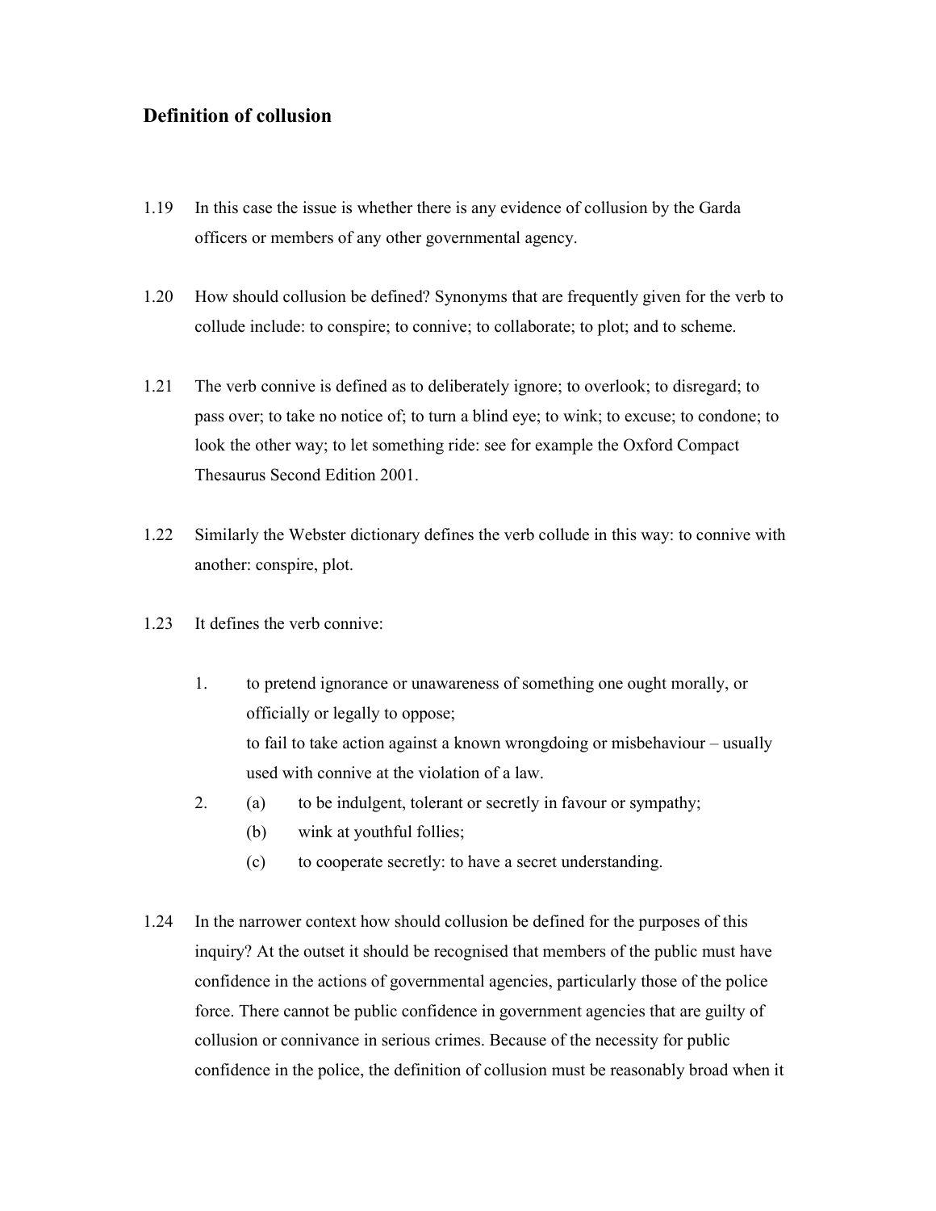## Definition of collusion

1.19 In this case the issue is whether there is any evidence of collusion by the Garda officers or members of any other governmental agency.

1.20 How should collusion be defined? Synonyms that are frequently given for the verb to collude include: to conspire; to connive; to collaborate; to plot; and to scheme.

1.21 The verb connive is defined as to deliberately ignore; to overlook; to disregard; to pass over; to take no notice of; to turn a blind eye; to wink; to excuse; to condone; to look the other way; to let something ride: see for example the Oxford Compact Thesaurus Second Edition 2001.

1.22 Similarly the Webster dictionary defines the verb collude in this way: to connive with another: conspire, plot.

1.23 It defines the verb connive:

1. to pretend ignorance or unawareness of something one ought morally, or officially or legally to oppose;
   to fail to take action against a known wrongdoing or misbehaviour – usually used with connive at the violation of a law.
2. (a) to be indulgent, tolerant or secretly in favour or sympathy;
   (b) wink at youthful follies;
   (c) to cooperate secretly: to have a secret understanding.

1.24 In the narrower context how should collusion be defined for the purposes of this inquiry? At the outset it should be recognised that members of the public must have confidence in the actions of governmental agencies, particularly those of the police force. There cannot be public confidence in government agencies that are guilty of collusion or connivance in serious crimes. Because of the necessity for public confidence in the police, the definition of collusion must be reasonably broad when it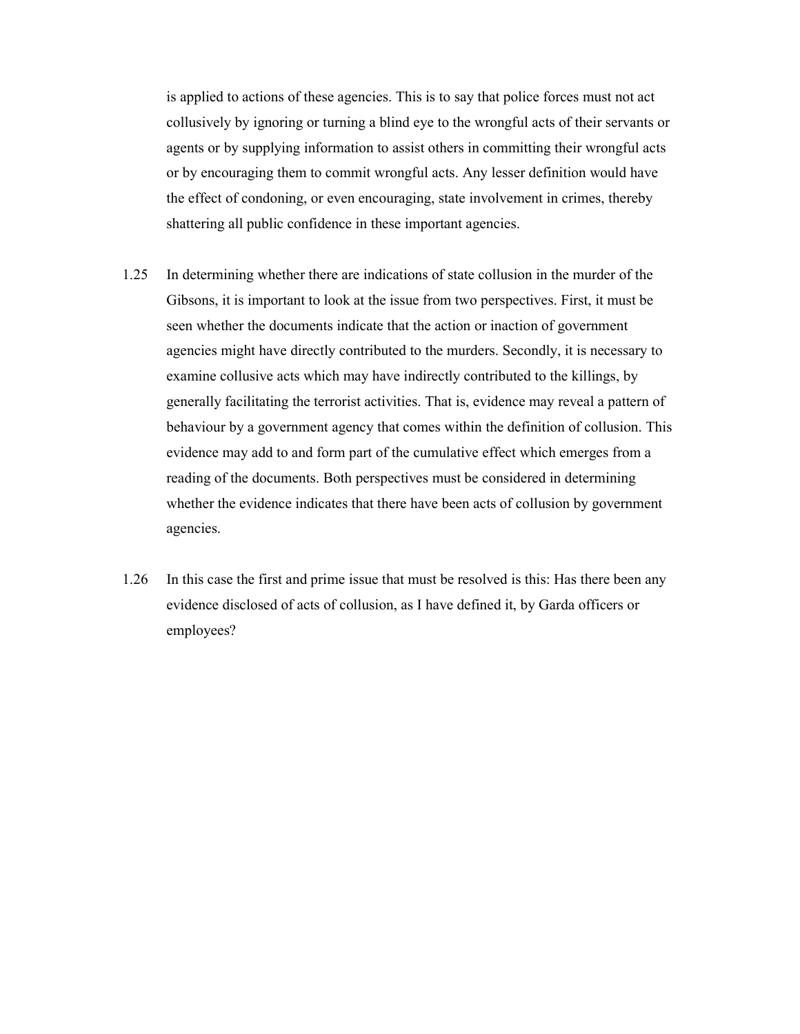is applied to actions of these agencies. This is to say that police forces must not act collusively by ignoring or turning a blind eye to the wrongful acts of their servants or agents or by supplying information to assist others in committing their wrongful acts or by encouraging them to commit wrongful acts. Any lesser definition would have the effect of condoning, or even encouraging, state involvement in crimes, thereby shattering all public confidence in these important agencies.

1.25 In determining whether there are indications of state collusion in the murder of the Gibsons, it is important to look at the issue from two perspectives. First, it must be seen whether the documents indicate that the action or inaction of government agencies might have directly contributed to the murders. Secondly, it is necessary to examine collusive acts which may have indirectly contributed to the killings, by generally facilitating the terrorist activities. That is, evidence may reveal a pattern of behaviour by a government agency that comes within the definition of collusion. This evidence may add to and form part of the cumulative effect which emerges from a reading of the documents. Both perspectives must be considered in determining whether the evidence indicates that there have been acts of collusion by government agencies.

1.26 In this case the first and prime issue that must be resolved is this: Has there been any evidence disclosed of acts of collusion, as I have defined it, by Garda officers or employees?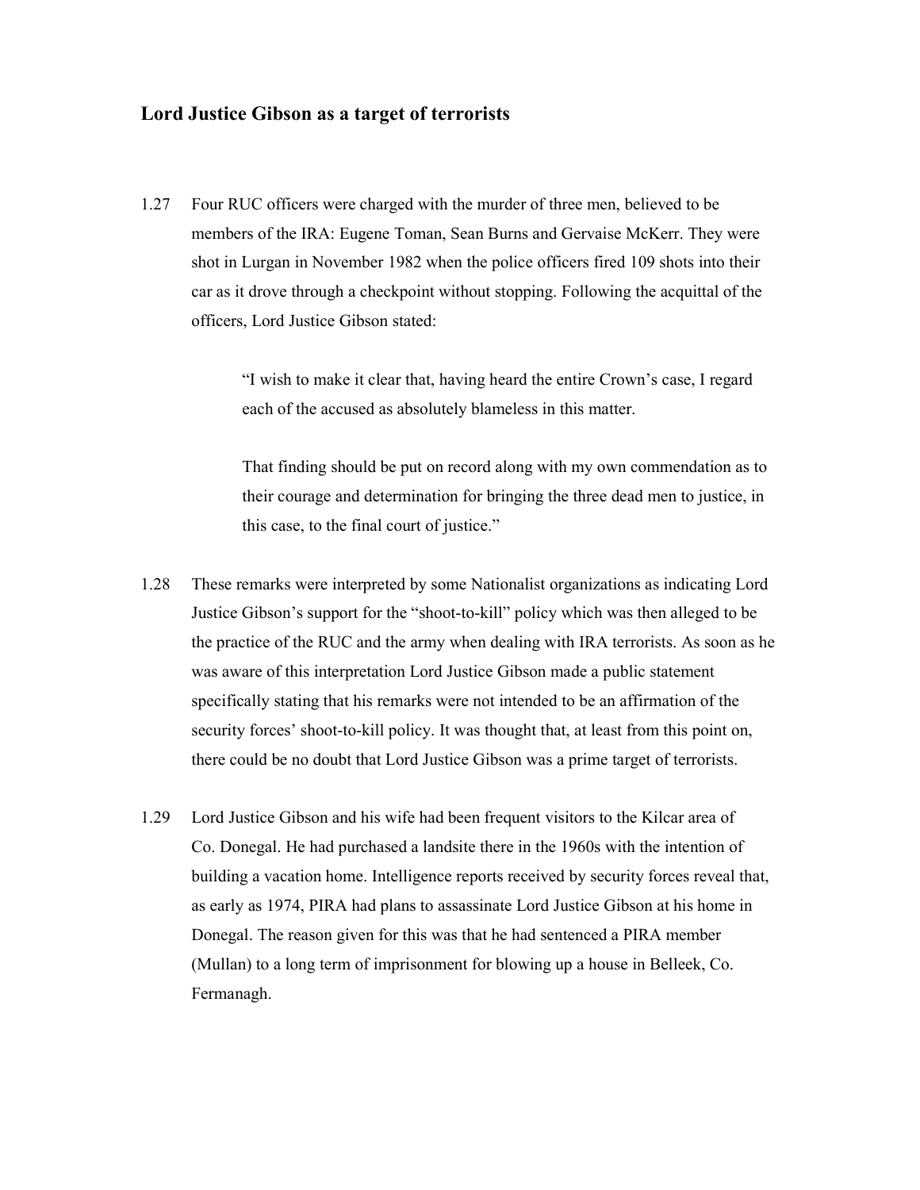## Lord Justice Gibson as a target of terrorists

1.27 Four RUC officers were charged with the murder of three men, believed to be members of the IRA: Eugene Toman, Sean Burns and Gervaise McKerr. They were shot in Lurgan in November 1982 when the police officers fired 109 shots into their car as it drove through a checkpoint without stopping. Following the acquittal of the officers, Lord Justice Gibson stated:

> "I wish to make it clear that, having heard the entire Crown's case, I regard each of the accused as absolutely blameless in this matter.
>
> That finding should be put on record along with my own commendation as to their courage and determination for bringing the three dead men to justice, in this case, to the final court of justice."

1.28 These remarks were interpreted by some Nationalist organizations as indicating Lord Justice Gibson's support for the "shoot-to-kill" policy which was then alleged to be the practice of the RUC and the army when dealing with IRA terrorists. As soon as he was aware of this interpretation Lord Justice Gibson made a public statement specifically stating that his remarks were not intended to be an affirmation of the security forces' shoot-to-kill policy. It was thought that, at least from this point on, there could be no doubt that Lord Justice Gibson was a prime target of terrorists.

1.29 Lord Justice Gibson and his wife had been frequent visitors to the Kilcar area of Co. Donegal. He had purchased a landsite there in the 1960s with the intention of building a vacation home. Intelligence reports received by security forces reveal that, as early as 1974, PIRA had plans to assassinate Lord Justice Gibson at his home in Donegal. The reason given for this was that he had sentenced a PIRA member (Mullan) to a long term of imprisonment for blowing up a house in Belleek, Co. Fermanagh.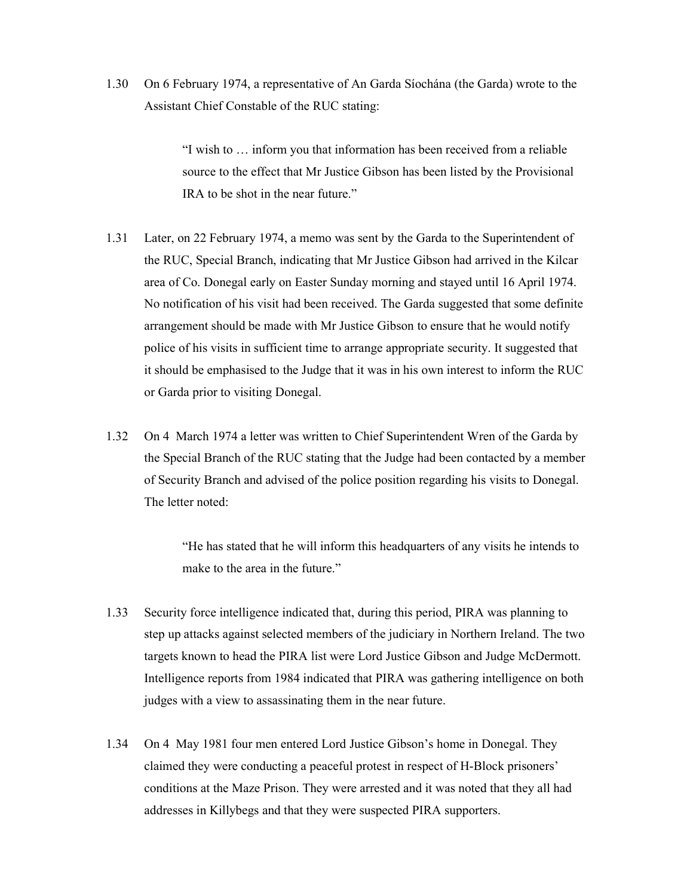1.30 On 6 February 1974, a representative of An Garda Síochána (the Garda) wrote to the Assistant Chief Constable of the RUC stating:

> "I wish to … inform you that information has been received from a reliable source to the effect that Mr Justice Gibson has been listed by the Provisional IRA to be shot in the near future."

1.31 Later, on 22 February 1974, a memo was sent by the Garda to the Superintendent of the RUC, Special Branch, indicating that Mr Justice Gibson had arrived in the Kilcar area of Co. Donegal early on Easter Sunday morning and stayed until 16 April 1974. No notification of his visit had been received. The Garda suggested that some definite arrangement should be made with Mr Justice Gibson to ensure that he would notify police of his visits in sufficient time to arrange appropriate security. It suggested that it should be emphasised to the Judge that it was in his own interest to inform the RUC or Garda prior to visiting Donegal.

1.32 On 4 March 1974 a letter was written to Chief Superintendent Wren of the Garda by the Special Branch of the RUC stating that the Judge had been contacted by a member of Security Branch and advised of the police position regarding his visits to Donegal. The letter noted:

> "He has stated that he will inform this headquarters of any visits he intends to make to the area in the future."

1.33 Security force intelligence indicated that, during this period, PIRA was planning to step up attacks against selected members of the judiciary in Northern Ireland. The two targets known to head the PIRA list were Lord Justice Gibson and Judge McDermott. Intelligence reports from 1984 indicated that PIRA was gathering intelligence on both judges with a view to assassinating them in the near future.

1.34 On 4 May 1981 four men entered Lord Justice Gibson's home in Donegal. They claimed they were conducting a peaceful protest in respect of H-Block prisoners' conditions at the Maze Prison. They were arrested and it was noted that they all had addresses in Killybegs and that they were suspected PIRA supporters.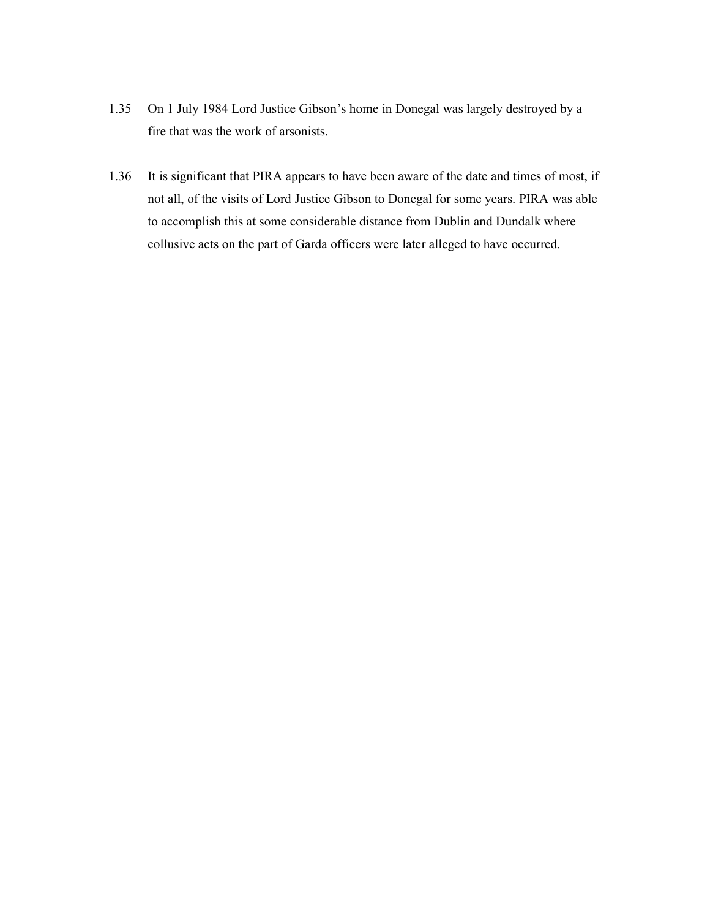1.35 On 1 July 1984 Lord Justice Gibson's home in Donegal was largely destroyed by a fire that was the work of arsonists.

1.36 It is significant that PIRA appears to have been aware of the date and times of most, if not all, of the visits of Lord Justice Gibson to Donegal for some years. PIRA was able to accomplish this at some considerable distance from Dublin and Dundalk where collusive acts on the part of Garda officers were later alleged to have occurred.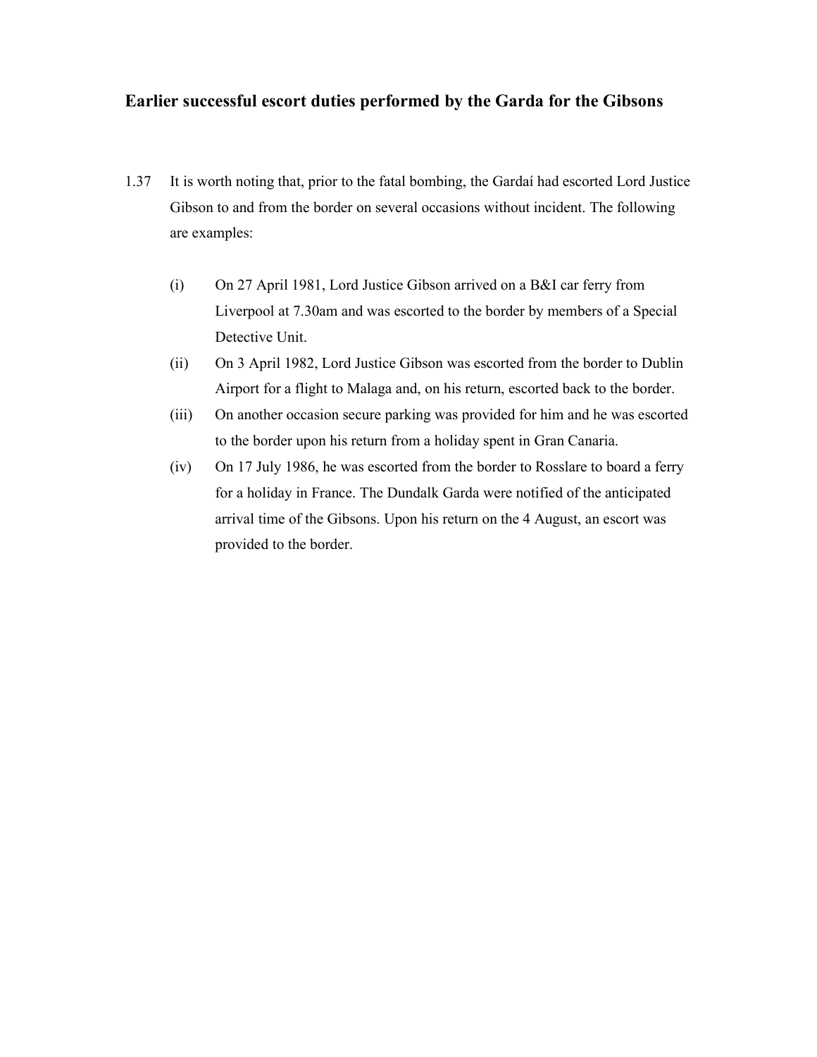### Earlier successful escort duties performed by the Garda for the Gibsons

1.37 It is worth noting that, prior to the fatal bombing, the Gardaí had escorted Lord Justice Gibson to and from the border on several occasions without incident. The following are examples:

(i) On 27 April 1981, Lord Justice Gibson arrived on a B&I car ferry from Liverpool at 7.30am and was escorted to the border by members of a Special Detective Unit.

(ii) On 3 April 1982, Lord Justice Gibson was escorted from the border to Dublin Airport for a flight to Malaga and, on his return, escorted back to the border.

(iii) On another occasion secure parking was provided for him and he was escorted to the border upon his return from a holiday spent in Gran Canaria.

(iv) On 17 July 1986, he was escorted from the border to Rosslare to board a ferry for a holiday in France. The Dundalk Garda were notified of the anticipated arrival time of the Gibsons. Upon his return on the 4 August, an escort was provided to the border.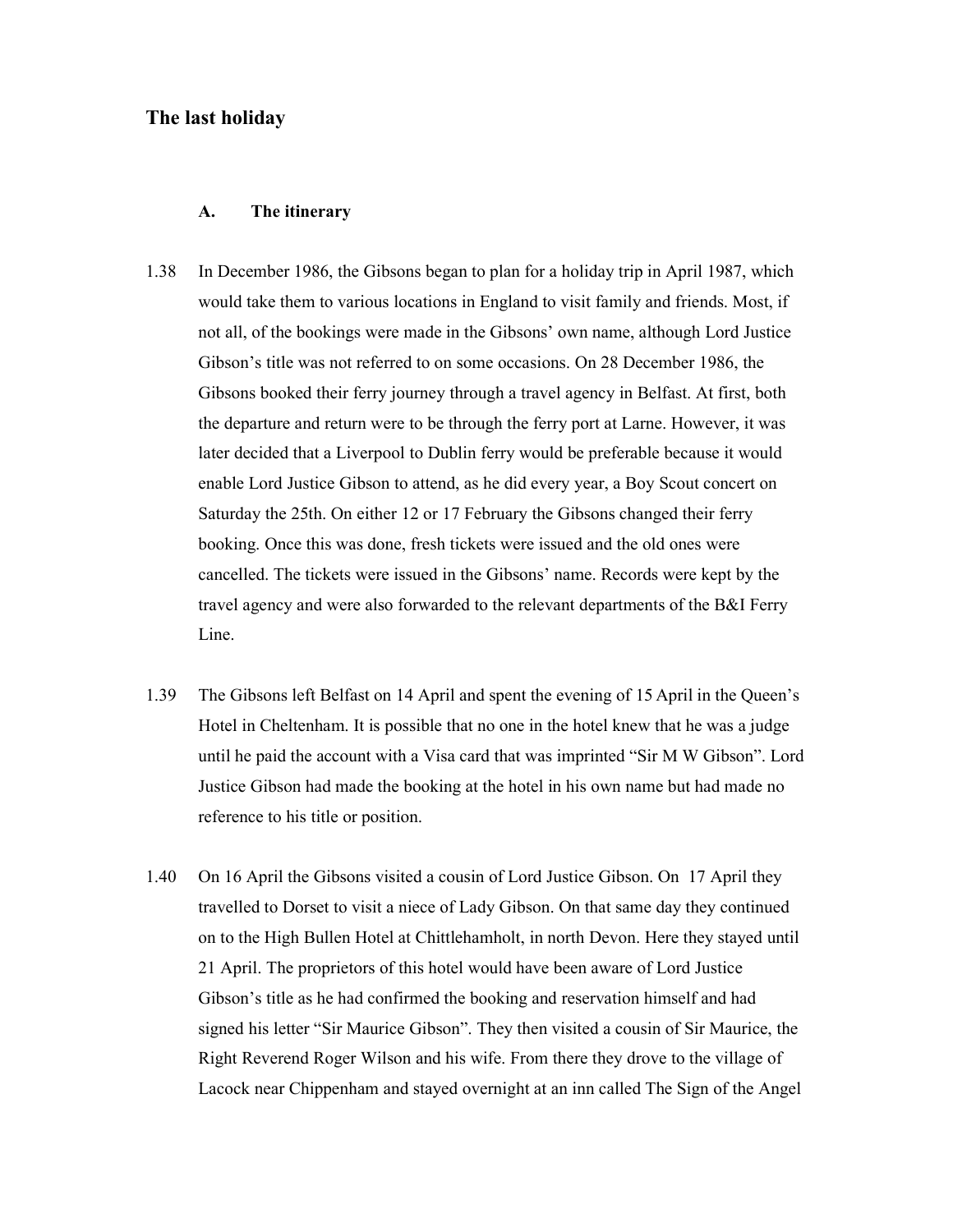## The last holiday

### A. The itinerary

1.38 In December 1986, the Gibsons began to plan for a holiday trip in April 1987, which would take them to various locations in England to visit family and friends. Most, if not all, of the bookings were made in the Gibsons' own name, although Lord Justice Gibson's title was not referred to on some occasions. On 28 December 1986, the Gibsons booked their ferry journey through a travel agency in Belfast. At first, both the departure and return were to be through the ferry port at Larne. However, it was later decided that a Liverpool to Dublin ferry would be preferable because it would enable Lord Justice Gibson to attend, as he did every year, a Boy Scout concert on Saturday the 25th. On either 12 or 17 February the Gibsons changed their ferry booking. Once this was done, fresh tickets were issued and the old ones were cancelled. The tickets were issued in the Gibsons' name. Records were kept by the travel agency and were also forwarded to the relevant departments of the B&I Ferry Line.

1.39 The Gibsons left Belfast on 14 April and spent the evening of 15 April in the Queen's Hotel in Cheltenham. It is possible that no one in the hotel knew that he was a judge until he paid the account with a Visa card that was imprinted "Sir M W Gibson". Lord Justice Gibson had made the booking at the hotel in his own name but had made no reference to his title or position.

1.40 On 16 April the Gibsons visited a cousin of Lord Justice Gibson. On 17 April they travelled to Dorset to visit a niece of Lady Gibson. On that same day they continued on to the High Bullen Hotel at Chittlehamholt, in north Devon. Here they stayed until 21 April. The proprietors of this hotel would have been aware of Lord Justice Gibson's title as he had confirmed the booking and reservation himself and had signed his letter "Sir Maurice Gibson". They then visited a cousin of Sir Maurice, the Right Reverend Roger Wilson and his wife. From there they drove to the village of Lacock near Chippenham and stayed overnight at an inn called The Sign of the Angel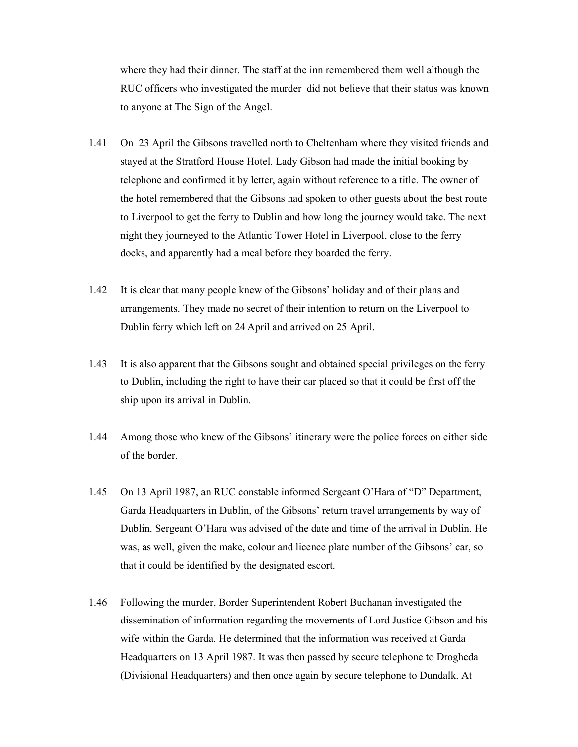where they had their dinner. The staff at the inn remembered them well although the RUC officers who investigated the murder did not believe that their status was known to anyone at The Sign of the Angel.

1.41 On 23 April the Gibsons travelled north to Cheltenham where they visited friends and stayed at the Stratford House Hotel. Lady Gibson had made the initial booking by telephone and confirmed it by letter, again without reference to a title. The owner of the hotel remembered that the Gibsons had spoken to other guests about the best route to Liverpool to get the ferry to Dublin and how long the journey would take. The next night they journeyed to the Atlantic Tower Hotel in Liverpool, close to the ferry docks, and apparently had a meal before they boarded the ferry.

1.42 It is clear that many people knew of the Gibsons' holiday and of their plans and arrangements. They made no secret of their intention to return on the Liverpool to Dublin ferry which left on 24 April and arrived on 25 April.

1.43 It is also apparent that the Gibsons sought and obtained special privileges on the ferry to Dublin, including the right to have their car placed so that it could be first off the ship upon its arrival in Dublin.

1.44 Among those who knew of the Gibsons' itinerary were the police forces on either side of the border.

1.45 On 13 April 1987, an RUC constable informed Sergeant O'Hara of "D" Department, Garda Headquarters in Dublin, of the Gibsons' return travel arrangements by way of Dublin. Sergeant O'Hara was advised of the date and time of the arrival in Dublin. He was, as well, given the make, colour and licence plate number of the Gibsons' car, so that it could be identified by the designated escort.

1.46 Following the murder, Border Superintendent Robert Buchanan investigated the dissemination of information regarding the movements of Lord Justice Gibson and his wife within the Garda. He determined that the information was received at Garda Headquarters on 13 April 1987. It was then passed by secure telephone to Drogheda (Divisional Headquarters) and then once again by secure telephone to Dundalk. At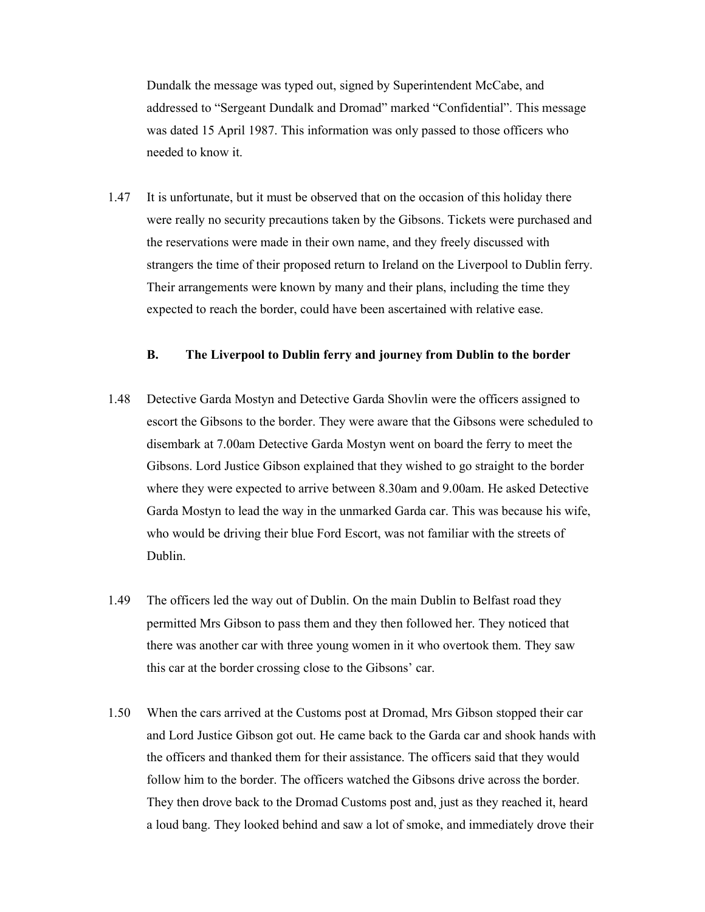Dundalk the message was typed out, signed by Superintendent McCabe, and addressed to "Sergeant Dundalk and Dromad" marked "Confidential". This message was dated 15 April 1987. This information was only passed to those officers who needed to know it.

1.47 It is unfortunate, but it must be observed that on the occasion of this holiday there were really no security precautions taken by the Gibsons. Tickets were purchased and the reservations were made in their own name, and they freely discussed with strangers the time of their proposed return to Ireland on the Liverpool to Dublin ferry. Their arrangements were known by many and their plans, including the time they expected to reach the border, could have been ascertained with relative ease.

### B. The Liverpool to Dublin ferry and journey from Dublin to the border

1.48 Detective Garda Mostyn and Detective Garda Shovlin were the officers assigned to escort the Gibsons to the border. They were aware that the Gibsons were scheduled to disembark at 7.00am Detective Garda Mostyn went on board the ferry to meet the Gibsons. Lord Justice Gibson explained that they wished to go straight to the border where they were expected to arrive between 8.30am and 9.00am. He asked Detective Garda Mostyn to lead the way in the unmarked Garda car. This was because his wife, who would be driving their blue Ford Escort, was not familiar with the streets of Dublin.

1.49 The officers led the way out of Dublin. On the main Dublin to Belfast road they permitted Mrs Gibson to pass them and they then followed her. They noticed that there was another car with three young women in it who overtook them. They saw this car at the border crossing close to the Gibsons' car.

1.50 When the cars arrived at the Customs post at Dromad, Mrs Gibson stopped their car and Lord Justice Gibson got out. He came back to the Garda car and shook hands with the officers and thanked them for their assistance. The officers said that they would follow him to the border. The officers watched the Gibsons drive across the border. They then drove back to the Dromad Customs post and, just as they reached it, heard a loud bang. They looked behind and saw a lot of smoke, and immediately drove their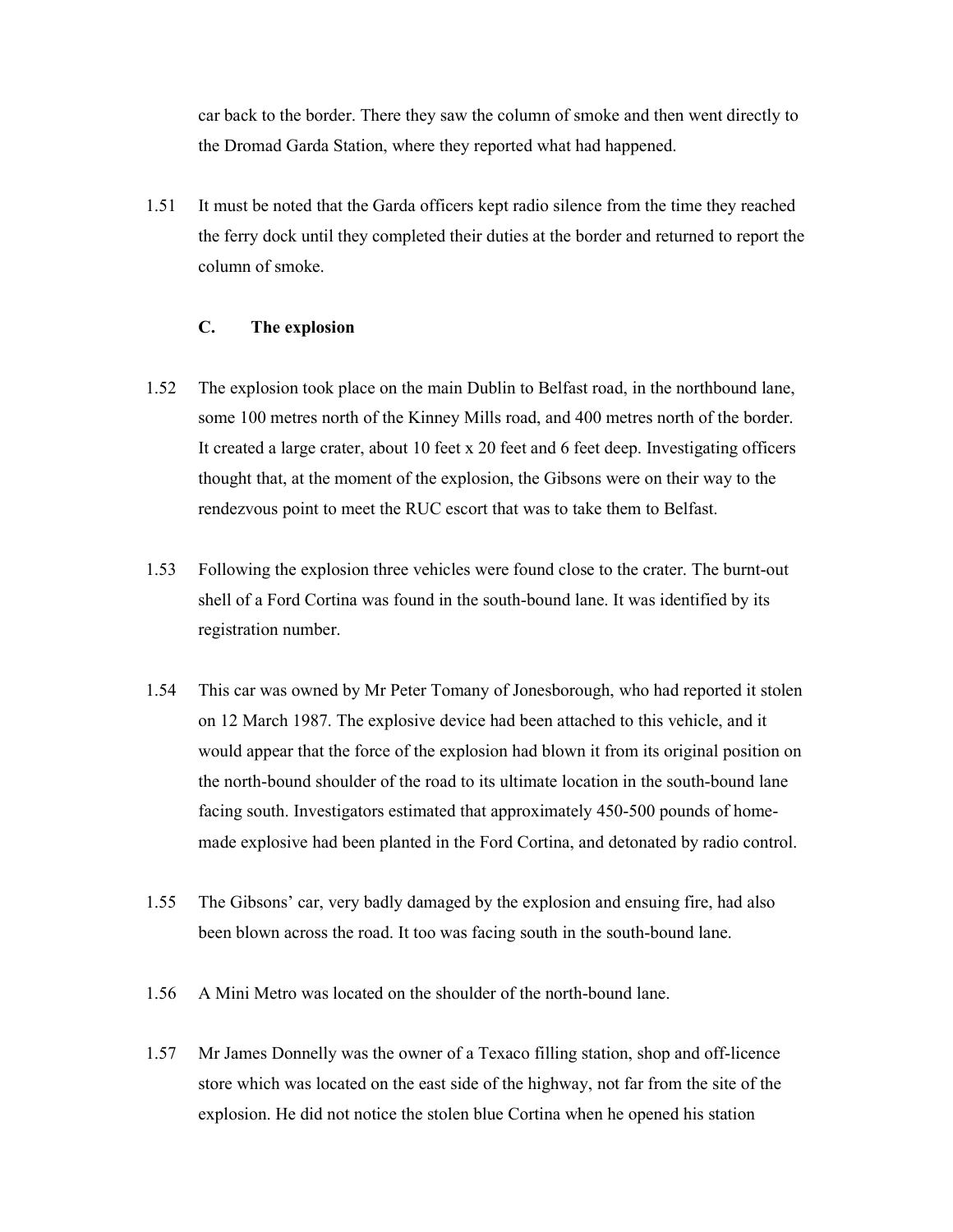car back to the border. There they saw the column of smoke and then went directly to the Dromad Garda Station, where they reported what had happened.

1.51 It must be noted that the Garda officers kept radio silence from the time they reached the ferry dock until they completed their duties at the border and returned to report the column of smoke.

### C. The explosion

1.52 The explosion took place on the main Dublin to Belfast road, in the northbound lane, some 100 metres north of the Kinney Mills road, and 400 metres north of the border. It created a large crater, about 10 feet x 20 feet and 6 feet deep. Investigating officers thought that, at the moment of the explosion, the Gibsons were on their way to the rendezvous point to meet the RUC escort that was to take them to Belfast.

1.53 Following the explosion three vehicles were found close to the crater. The burnt-out shell of a Ford Cortina was found in the south-bound lane. It was identified by its registration number.

1.54 This car was owned by Mr Peter Tomany of Jonesborough, who had reported it stolen on 12 March 1987. The explosive device had been attached to this vehicle, and it would appear that the force of the explosion had blown it from its original position on the north-bound shoulder of the road to its ultimate location in the south-bound lane facing south. Investigators estimated that approximately 450-500 pounds of home-made explosive had been planted in the Ford Cortina, and detonated by radio control.

1.55 The Gibsons' car, very badly damaged by the explosion and ensuing fire, had also been blown across the road. It too was facing south in the south-bound lane.

1.56 A Mini Metro was located on the shoulder of the north-bound lane.

1.57 Mr James Donnelly was the owner of a Texaco filling station, shop and off-licence store which was located on the east side of the highway, not far from the site of the explosion. He did not notice the stolen blue Cortina when he opened his station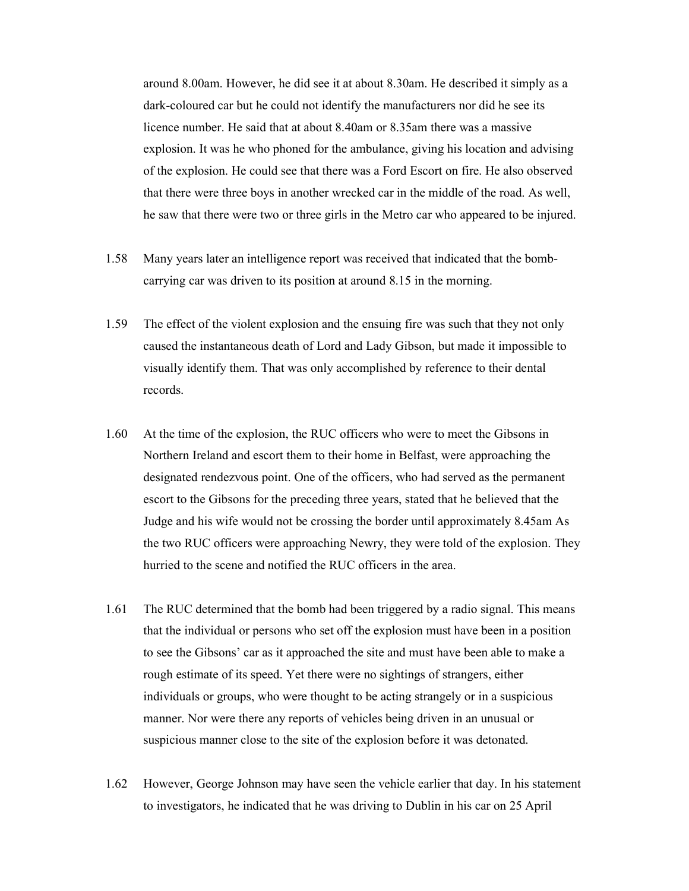around 8.00am. However, he did see it at about 8.30am. He described it simply as a dark-coloured car but he could not identify the manufacturers nor did he see its licence number. He said that at about 8.40am or 8.35am there was a massive explosion. It was he who phoned for the ambulance, giving his location and advising of the explosion. He could see that there was a Ford Escort on fire. He also observed that there were three boys in another wrecked car in the middle of the road. As well, he saw that there were two or three girls in the Metro car who appeared to be injured.

1.58 Many years later an intelligence report was received that indicated that the bomb-carrying car was driven to its position at around 8.15 in the morning.

1.59 The effect of the violent explosion and the ensuing fire was such that they not only caused the instantaneous death of Lord and Lady Gibson, but made it impossible to visually identify them. That was only accomplished by reference to their dental records.

1.60 At the time of the explosion, the RUC officers who were to meet the Gibsons in Northern Ireland and escort them to their home in Belfast, were approaching the designated rendezvous point. One of the officers, who had served as the permanent escort to the Gibsons for the preceding three years, stated that he believed that the Judge and his wife would not be crossing the border until approximately 8.45am As the two RUC officers were approaching Newry, they were told of the explosion. They hurried to the scene and notified the RUC officers in the area.

1.61 The RUC determined that the bomb had been triggered by a radio signal. This means that the individual or persons who set off the explosion must have been in a position to see the Gibsons' car as it approached the site and must have been able to make a rough estimate of its speed. Yet there were no sightings of strangers, either individuals or groups, who were thought to be acting strangely or in a suspicious manner. Nor were there any reports of vehicles being driven in an unusual or suspicious manner close to the site of the explosion before it was detonated.

1.62 However, George Johnson may have seen the vehicle earlier that day. In his statement to investigators, he indicated that he was driving to Dublin in his car on 25 April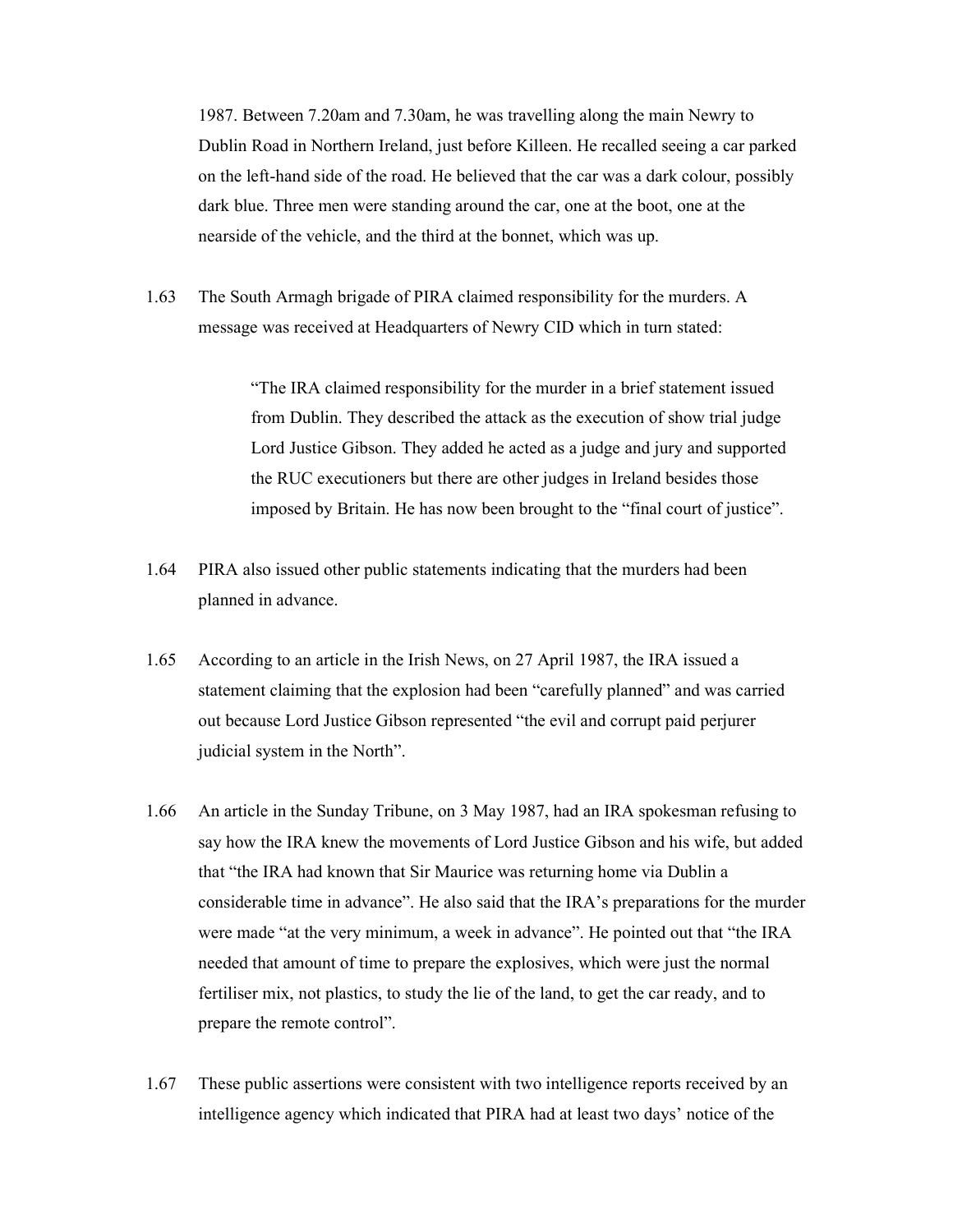1987. Between 7.20am and 7.30am, he was travelling along the main Newry to Dublin Road in Northern Ireland, just before Killeen. He recalled seeing a car parked on the left-hand side of the road. He believed that the car was a dark colour, possibly dark blue. Three men were standing around the car, one at the boot, one at the nearside of the vehicle, and the third at the bonnet, which was up.

1.63 The South Armagh brigade of PIRA claimed responsibility for the murders. A message was received at Headquarters of Newry CID which in turn stated:

> "The IRA claimed responsibility for the murder in a brief statement issued from Dublin. They described the attack as the execution of show trial judge Lord Justice Gibson. They added he acted as a judge and jury and supported the RUC executioners but there are other judges in Ireland besides those imposed by Britain. He has now been brought to the "final court of justice".

1.64 PIRA also issued other public statements indicating that the murders had been planned in advance.

1.65 According to an article in the Irish News, on 27 April 1987, the IRA issued a statement claiming that the explosion had been "carefully planned" and was carried out because Lord Justice Gibson represented "the evil and corrupt paid perjurer judicial system in the North".

1.66 An article in the Sunday Tribune, on 3 May 1987, had an IRA spokesman refusing to say how the IRA knew the movements of Lord Justice Gibson and his wife, but added that "the IRA had known that Sir Maurice was returning home via Dublin a considerable time in advance". He also said that the IRA's preparations for the murder were made "at the very minimum, a week in advance". He pointed out that "the IRA needed that amount of time to prepare the explosives, which were just the normal fertiliser mix, not plastics, to study the lie of the land, to get the car ready, and to prepare the remote control".

1.67 These public assertions were consistent with two intelligence reports received by an intelligence agency which indicated that PIRA had at least two days' notice of the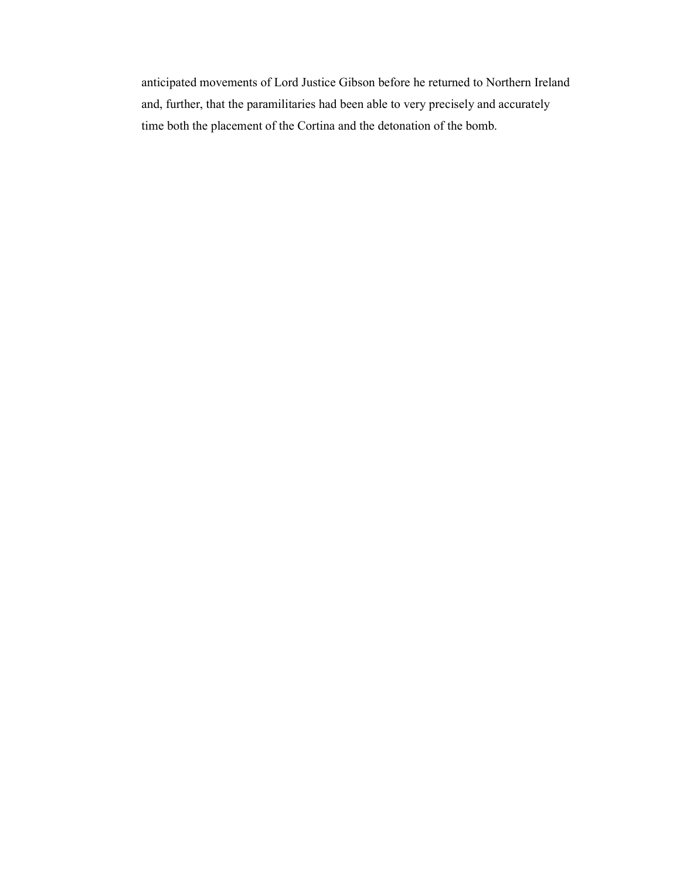anticipated movements of Lord Justice Gibson before he returned to Northern Ireland and, further, that the paramilitaries had been able to very precisely and accurately time both the placement of the Cortina and the detonation of the bomb.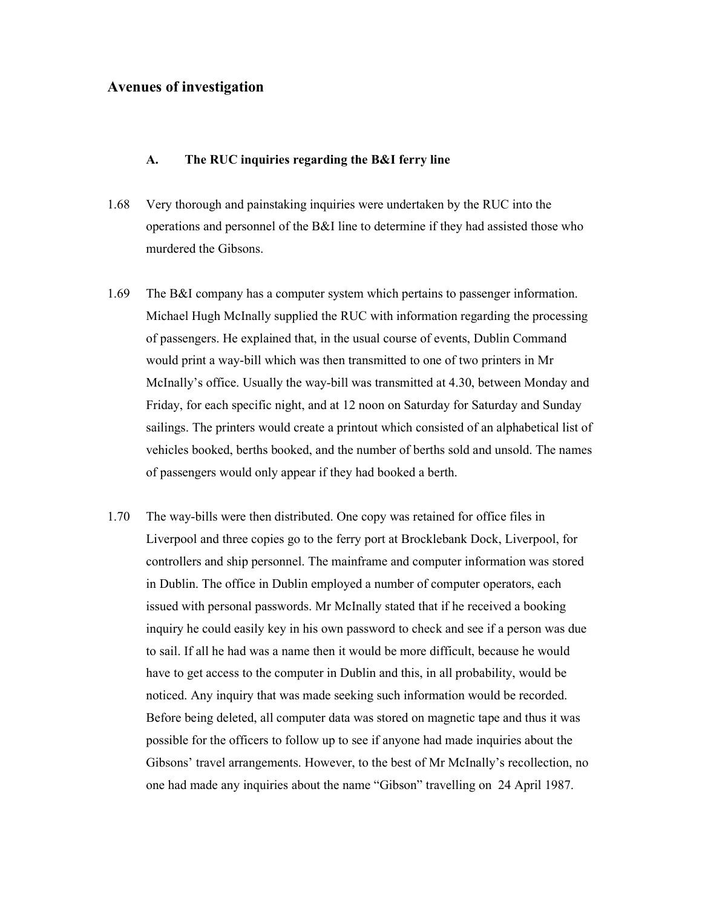## Avenues of investigation

### A. The RUC inquiries regarding the B&I ferry line

1.68 Very thorough and painstaking inquiries were undertaken by the RUC into the operations and personnel of the B&I line to determine if they had assisted those who murdered the Gibsons.

1.69 The B&I company has a computer system which pertains to passenger information. Michael Hugh McInally supplied the RUC with information regarding the processing of passengers. He explained that, in the usual course of events, Dublin Command would print a way-bill which was then transmitted to one of two printers in Mr McInally's office. Usually the way-bill was transmitted at 4.30, between Monday and Friday, for each specific night, and at 12 noon on Saturday for Saturday and Sunday sailings. The printers would create a printout which consisted of an alphabetical list of vehicles booked, berths booked, and the number of berths sold and unsold. The names of passengers would only appear if they had booked a berth.

1.70 The way-bills were then distributed. One copy was retained for office files in Liverpool and three copies go to the ferry port at Brocklebank Dock, Liverpool, for controllers and ship personnel. The mainframe and computer information was stored in Dublin. The office in Dublin employed a number of computer operators, each issued with personal passwords. Mr McInally stated that if he received a booking inquiry he could easily key in his own password to check and see if a person was due to sail. If all he had was a name then it would be more difficult, because he would have to get access to the computer in Dublin and this, in all probability, would be noticed. Any inquiry that was made seeking such information would be recorded. Before being deleted, all computer data was stored on magnetic tape and thus it was possible for the officers to follow up to see if anyone had made inquiries about the Gibsons' travel arrangements. However, to the best of Mr McInally's recollection, no one had made any inquiries about the name "Gibson" travelling on 24 April 1987.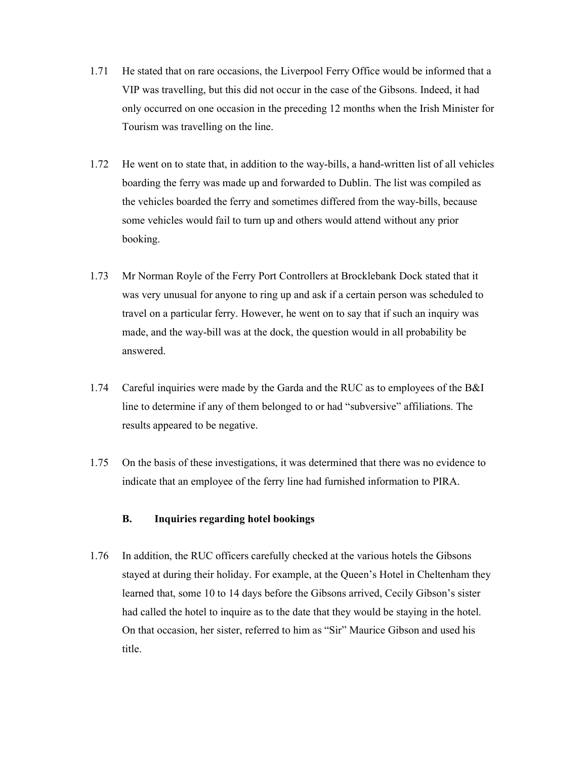1.71 He stated that on rare occasions, the Liverpool Ferry Office would be informed that a VIP was travelling, but this did not occur in the case of the Gibsons. Indeed, it had only occurred on one occasion in the preceding 12 months when the Irish Minister for Tourism was travelling on the line.

1.72 He went on to state that, in addition to the way-bills, a hand-written list of all vehicles boarding the ferry was made up and forwarded to Dublin. The list was compiled as the vehicles boarded the ferry and sometimes differed from the way-bills, because some vehicles would fail to turn up and others would attend without any prior booking.

1.73 Mr Norman Royle of the Ferry Port Controllers at Brocklebank Dock stated that it was very unusual for anyone to ring up and ask if a certain person was scheduled to travel on a particular ferry. However, he went on to say that if such an inquiry was made, and the way-bill was at the dock, the question would in all probability be answered.

1.74 Careful inquiries were made by the Garda and the RUC as to employees of the B&I line to determine if any of them belonged to or had "subversive" affiliations. The results appeared to be negative.

1.75 On the basis of these investigations, it was determined that there was no evidence to indicate that an employee of the ferry line had furnished information to PIRA.

### B. Inquiries regarding hotel bookings

1.76 In addition, the RUC officers carefully checked at the various hotels the Gibsons stayed at during their holiday. For example, at the Queen's Hotel in Cheltenham they learned that, some 10 to 14 days before the Gibsons arrived, Cecily Gibson's sister had called the hotel to inquire as to the date that they would be staying in the hotel. On that occasion, her sister, referred to him as "Sir" Maurice Gibson and used his title.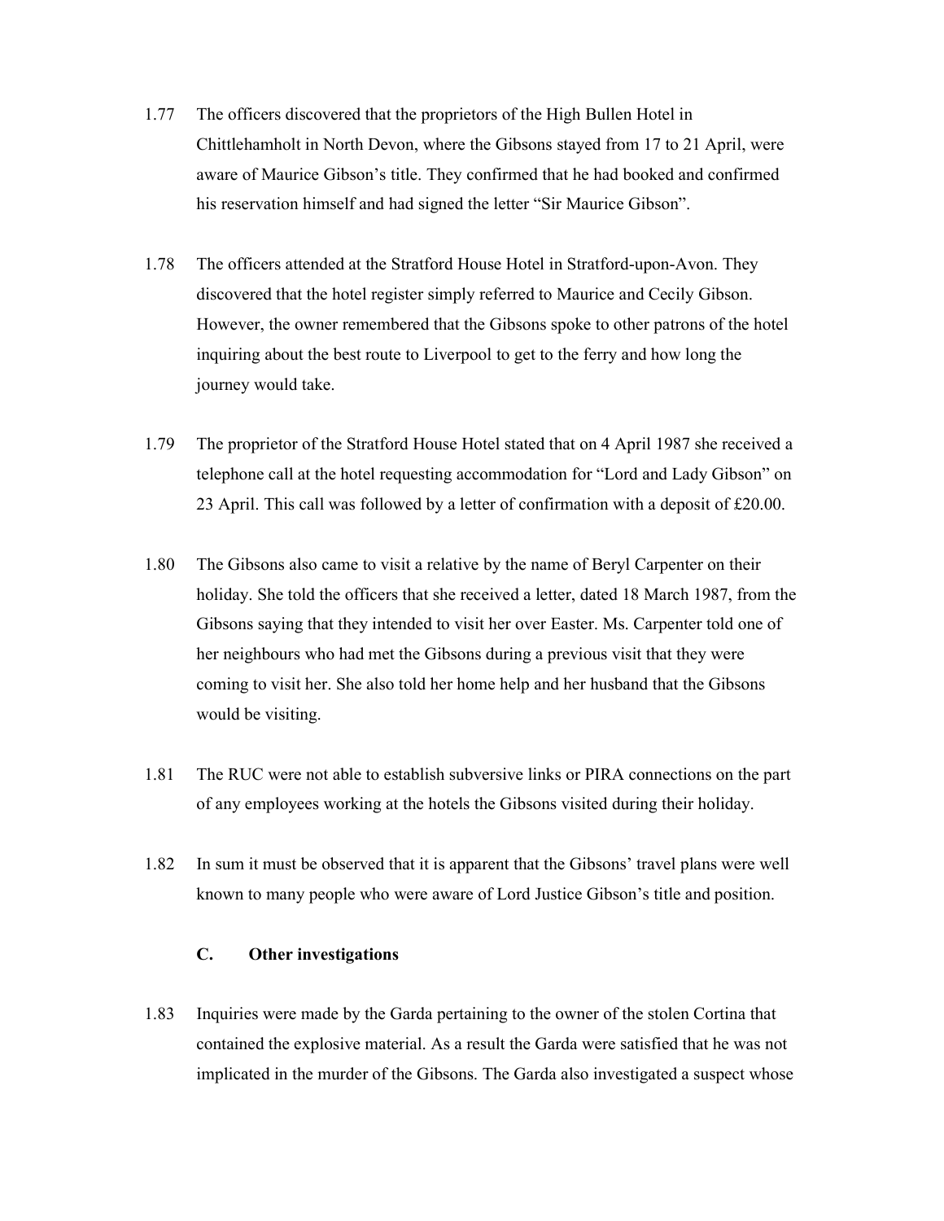1.77 The officers discovered that the proprietors of the High Bullen Hotel in Chittlehamholt in North Devon, where the Gibsons stayed from 17 to 21 April, were aware of Maurice Gibson's title. They confirmed that he had booked and confirmed his reservation himself and had signed the letter "Sir Maurice Gibson".

1.78 The officers attended at the Stratford House Hotel in Stratford-upon-Avon. They discovered that the hotel register simply referred to Maurice and Cecily Gibson. However, the owner remembered that the Gibsons spoke to other patrons of the hotel inquiring about the best route to Liverpool to get to the ferry and how long the journey would take.

1.79 The proprietor of the Stratford House Hotel stated that on 4 April 1987 she received a telephone call at the hotel requesting accommodation for "Lord and Lady Gibson" on 23 April. This call was followed by a letter of confirmation with a deposit of £20.00.

1.80 The Gibsons also came to visit a relative by the name of Beryl Carpenter on their holiday. She told the officers that she received a letter, dated 18 March 1987, from the Gibsons saying that they intended to visit her over Easter. Ms. Carpenter told one of her neighbours who had met the Gibsons during a previous visit that they were coming to visit her. She also told her home help and her husband that the Gibsons would be visiting.

1.81 The RUC were not able to establish subversive links or PIRA connections on the part of any employees working at the hotels the Gibsons visited during their holiday.

1.82 In sum it must be observed that it is apparent that the Gibsons' travel plans were well known to many people who were aware of Lord Justice Gibson's title and position.

### C. Other investigations

1.83 Inquiries were made by the Garda pertaining to the owner of the stolen Cortina that contained the explosive material. As a result the Garda were satisfied that he was not implicated in the murder of the Gibsons. The Garda also investigated a suspect whose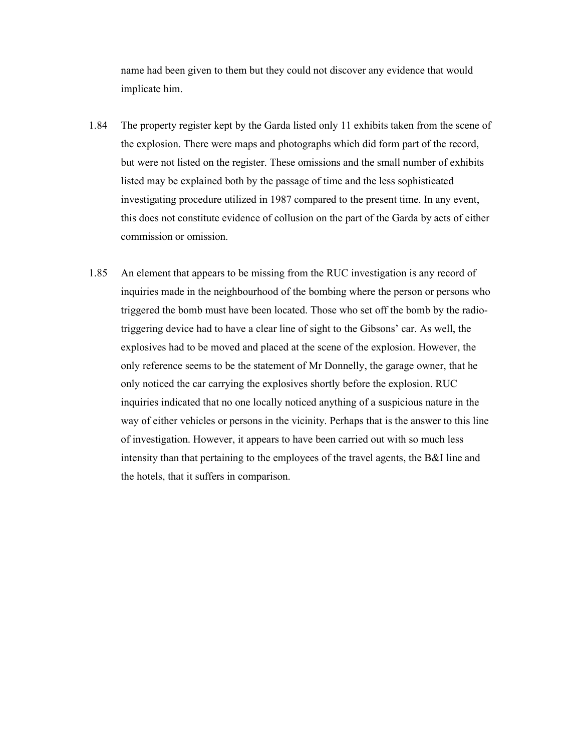name had been given to them but they could not discover any evidence that would implicate him.

1.84 The property register kept by the Garda listed only 11 exhibits taken from the scene of the explosion. There were maps and photographs which did form part of the record, but were not listed on the register. These omissions and the small number of exhibits listed may be explained both by the passage of time and the less sophisticated investigating procedure utilized in 1987 compared to the present time. In any event, this does not constitute evidence of collusion on the part of the Garda by acts of either commission or omission.

1.85 An element that appears to be missing from the RUC investigation is any record of inquiries made in the neighbourhood of the bombing where the person or persons who triggered the bomb must have been located. Those who set off the bomb by the radio-triggering device had to have a clear line of sight to the Gibsons' car. As well, the explosives had to be moved and placed at the scene of the explosion. However, the only reference seems to be the statement of Mr Donnelly, the garage owner, that he only noticed the car carrying the explosives shortly before the explosion. RUC inquiries indicated that no one locally noticed anything of a suspicious nature in the way of either vehicles or persons in the vicinity. Perhaps that is the answer to this line of investigation. However, it appears to have been carried out with so much less intensity than that pertaining to the employees of the travel agents, the B&I line and the hotels, that it suffers in comparison.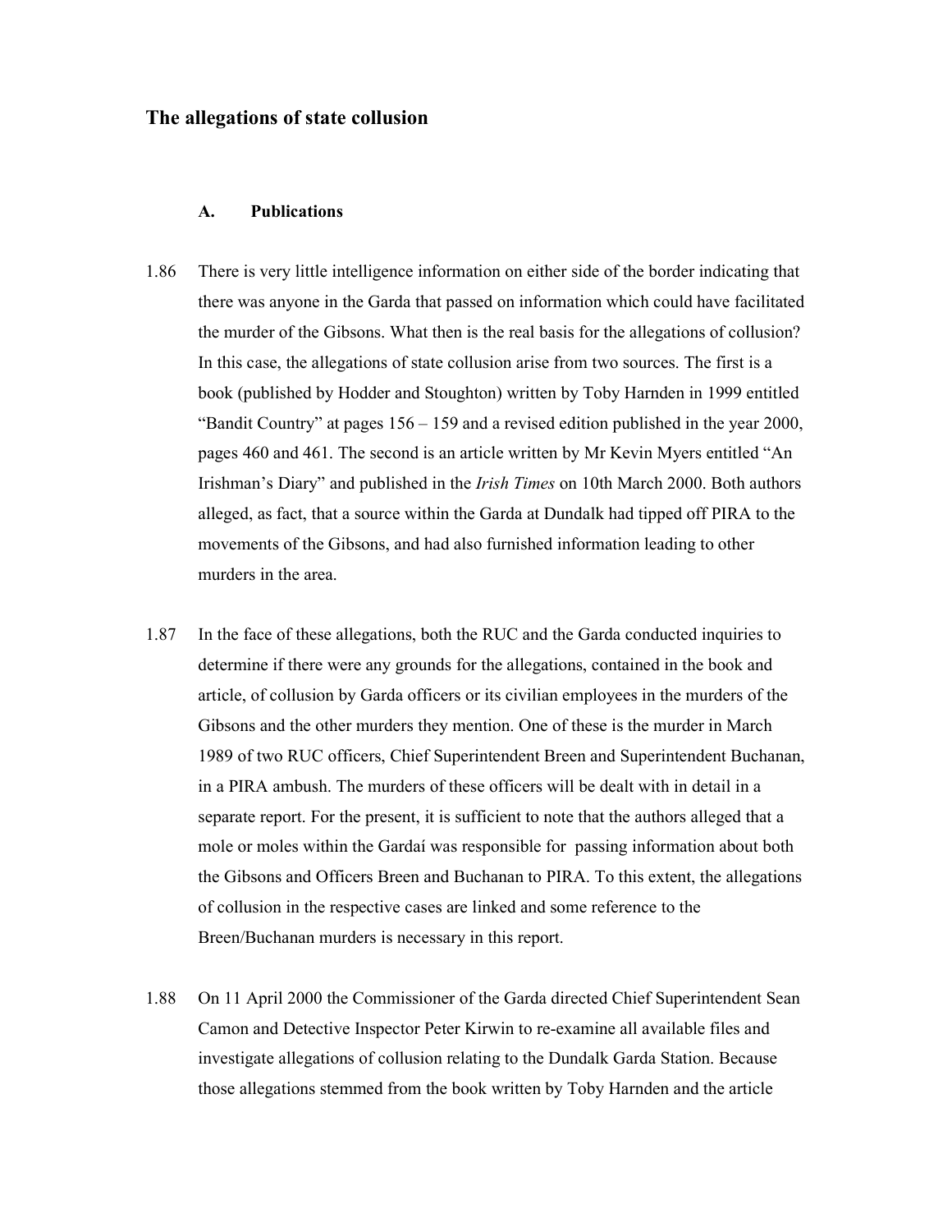## The allegations of state collusion

### A. Publications

1.86 There is very little intelligence information on either side of the border indicating that there was anyone in the Garda that passed on information which could have facilitated the murder of the Gibsons. What then is the real basis for the allegations of collusion? In this case, the allegations of state collusion arise from two sources. The first is a book (published by Hodder and Stoughton) written by Toby Harnden in 1999 entitled "Bandit Country" at pages 156 – 159 and a revised edition published in the year 2000, pages 460 and 461. The second is an article written by Mr Kevin Myers entitled "An Irishman's Diary" and published in the *Irish Times* on 10th March 2000. Both authors alleged, as fact, that a source within the Garda at Dundalk had tipped off PIRA to the movements of the Gibsons, and had also furnished information leading to other murders in the area.

1.87 In the face of these allegations, both the RUC and the Garda conducted inquiries to determine if there were any grounds for the allegations, contained in the book and article, of collusion by Garda officers or its civilian employees in the murders of the Gibsons and the other murders they mention. One of these is the murder in March 1989 of two RUC officers, Chief Superintendent Breen and Superintendent Buchanan, in a PIRA ambush. The murders of these officers will be dealt with in detail in a separate report. For the present, it is sufficient to note that the authors alleged that a mole or moles within the Gardaí was responsible for passing information about both the Gibsons and Officers Breen and Buchanan to PIRA. To this extent, the allegations of collusion in the respective cases are linked and some reference to the Breen/Buchanan murders is necessary in this report.

1.88 On 11 April 2000 the Commissioner of the Garda directed Chief Superintendent Sean Camon and Detective Inspector Peter Kirwin to re-examine all available files and investigate allegations of collusion relating to the Dundalk Garda Station. Because those allegations stemmed from the book written by Toby Harnden and the article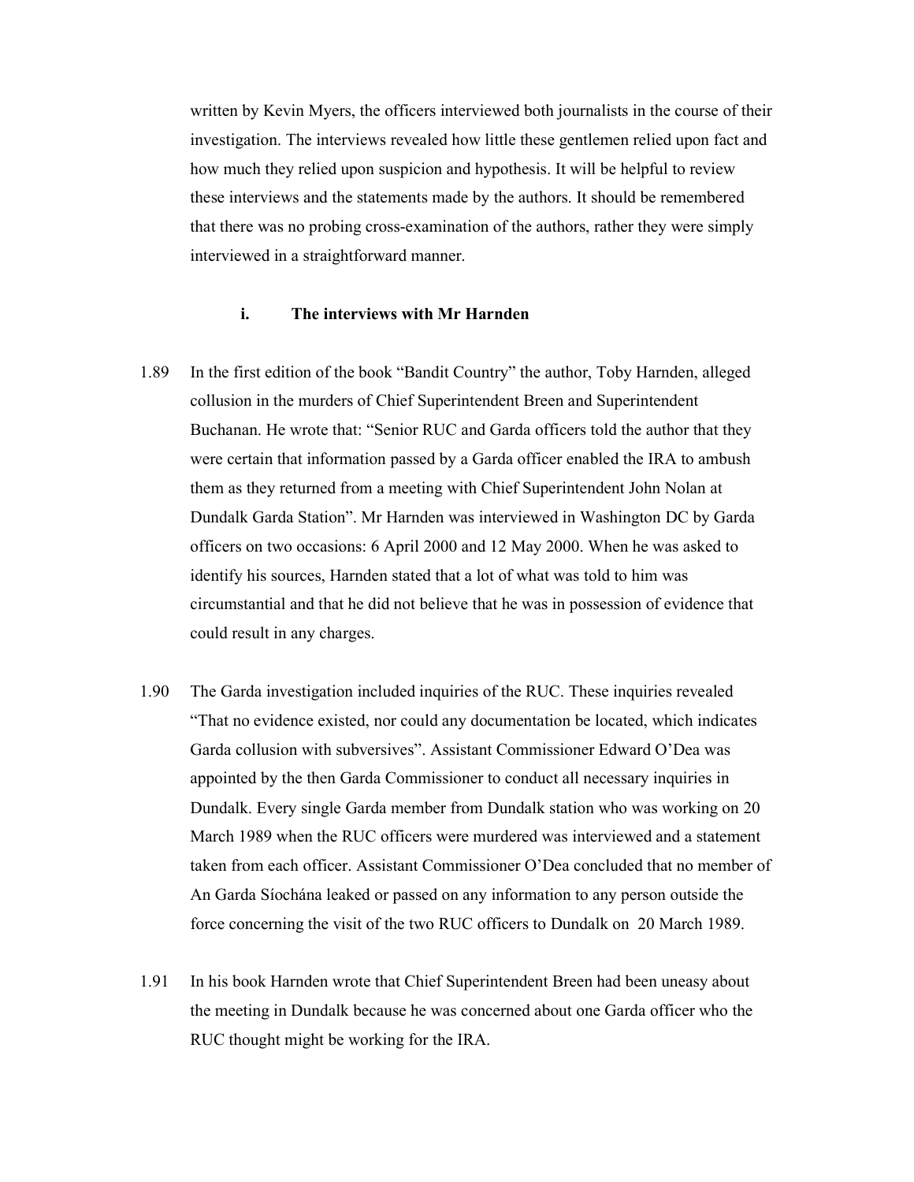written by Kevin Myers, the officers interviewed both journalists in the course of their investigation. The interviews revealed how little these gentlemen relied upon fact and how much they relied upon suspicion and hypothesis. It will be helpful to review these interviews and the statements made by the authors. It should be remembered that there was no probing cross-examination of the authors, rather they were simply interviewed in a straightforward manner.

#### i. The interviews with Mr Harnden

1.89 In the first edition of the book "Bandit Country" the author, Toby Harnden, alleged collusion in the murders of Chief Superintendent Breen and Superintendent Buchanan. He wrote that: "Senior RUC and Garda officers told the author that they were certain that information passed by a Garda officer enabled the IRA to ambush them as they returned from a meeting with Chief Superintendent John Nolan at Dundalk Garda Station". Mr Harnden was interviewed in Washington DC by Garda officers on two occasions: 6 April 2000 and 12 May 2000. When he was asked to identify his sources, Harnden stated that a lot of what was told to him was circumstantial and that he did not believe that he was in possession of evidence that could result in any charges.

1.90 The Garda investigation included inquiries of the RUC. These inquiries revealed "That no evidence existed, nor could any documentation be located, which indicates Garda collusion with subversives". Assistant Commissioner Edward O'Dea was appointed by the then Garda Commissioner to conduct all necessary inquiries in Dundalk. Every single Garda member from Dundalk station who was working on 20 March 1989 when the RUC officers were murdered was interviewed and a statement taken from each officer. Assistant Commissioner O'Dea concluded that no member of An Garda Síochána leaked or passed on any information to any person outside the force concerning the visit of the two RUC officers to Dundalk on 20 March 1989.

1.91 In his book Harnden wrote that Chief Superintendent Breen had been uneasy about the meeting in Dundalk because he was concerned about one Garda officer who the RUC thought might be working for the IRA.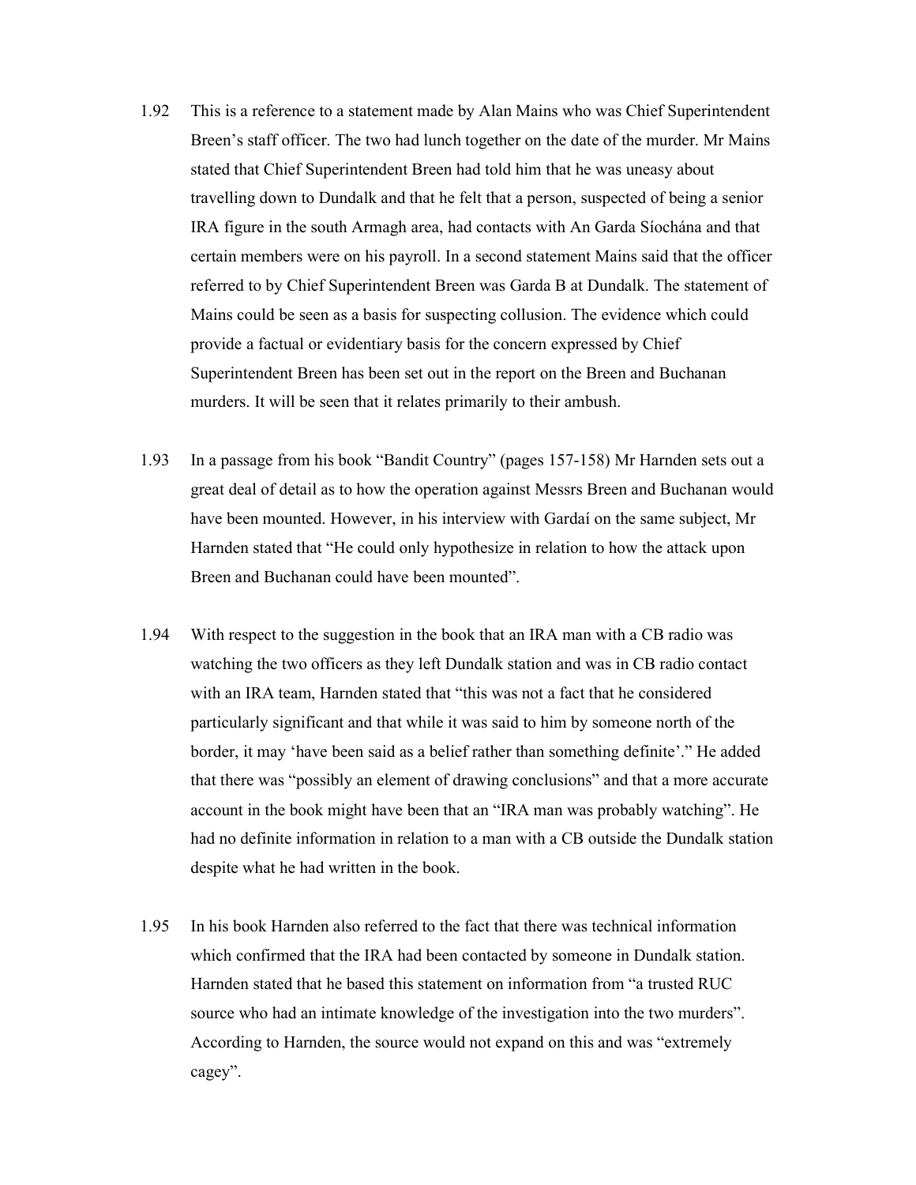1.92 This is a reference to a statement made by Alan Mains who was Chief Superintendent Breen's staff officer. The two had lunch together on the date of the murder. Mr Mains stated that Chief Superintendent Breen had told him that he was uneasy about travelling down to Dundalk and that he felt that a person, suspected of being a senior IRA figure in the south Armagh area, had contacts with An Garda Síochána and that certain members were on his payroll. In a second statement Mains said that the officer referred to by Chief Superintendent Breen was Garda B at Dundalk. The statement of Mains could be seen as a basis for suspecting collusion. The evidence which could provide a factual or evidentiary basis for the concern expressed by Chief Superintendent Breen has been set out in the report on the Breen and Buchanan murders. It will be seen that it relates primarily to their ambush.

1.93 In a passage from his book "Bandit Country" (pages 157-158) Mr Harnden sets out a great deal of detail as to how the operation against Messrs Breen and Buchanan would have been mounted. However, in his interview with Gardaí on the same subject, Mr Harnden stated that "He could only hypothesize in relation to how the attack upon Breen and Buchanan could have been mounted".

1.94 With respect to the suggestion in the book that an IRA man with a CB radio was watching the two officers as they left Dundalk station and was in CB radio contact with an IRA team, Harnden stated that "this was not a fact that he considered particularly significant and that while it was said to him by someone north of the border, it may 'have been said as a belief rather than something definite'." He added that there was "possibly an element of drawing conclusions" and that a more accurate account in the book might have been that an "IRA man was probably watching". He had no definite information in relation to a man with a CB outside the Dundalk station despite what he had written in the book.

1.95 In his book Harnden also referred to the fact that there was technical information which confirmed that the IRA had been contacted by someone in Dundalk station. Harnden stated that he based this statement on information from "a trusted RUC source who had an intimate knowledge of the investigation into the two murders". According to Harnden, the source would not expand on this and was "extremely cagey".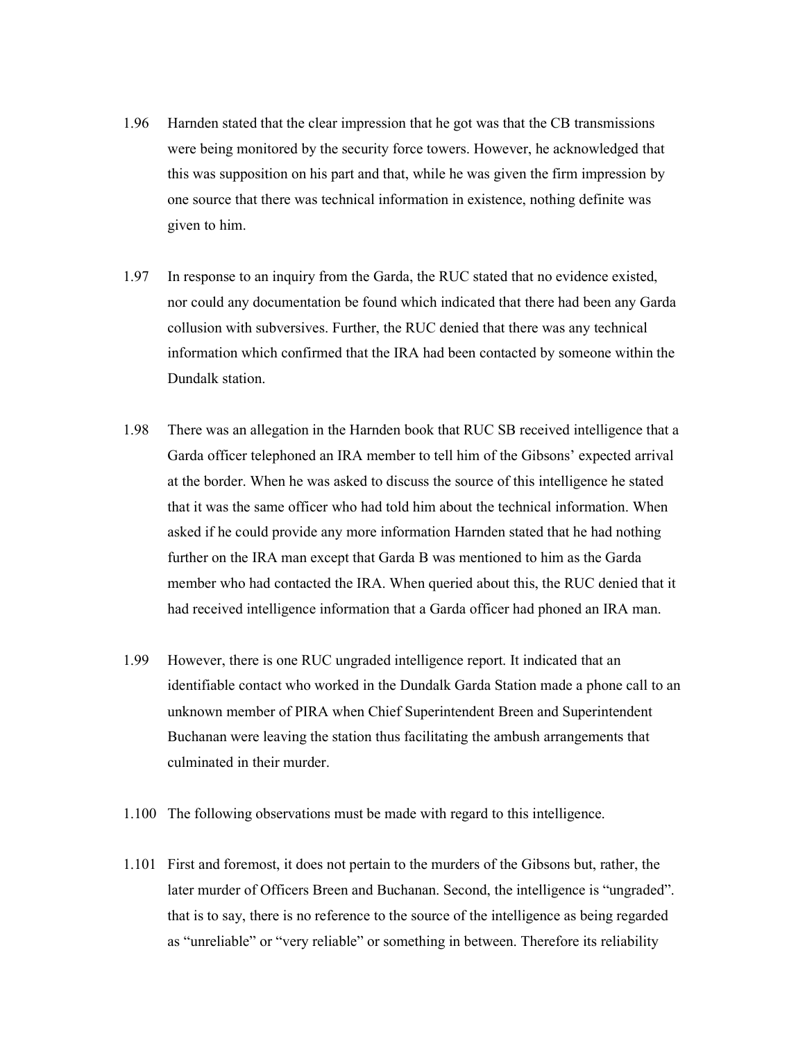1.96 Harnden stated that the clear impression that he got was that the CB transmissions were being monitored by the security force towers. However, he acknowledged that this was supposition on his part and that, while he was given the firm impression by one source that there was technical information in existence, nothing definite was given to him.

1.97 In response to an inquiry from the Garda, the RUC stated that no evidence existed, nor could any documentation be found which indicated that there had been any Garda collusion with subversives. Further, the RUC denied that there was any technical information which confirmed that the IRA had been contacted by someone within the Dundalk station.

1.98 There was an allegation in the Harnden book that RUC SB received intelligence that a Garda officer telephoned an IRA member to tell him of the Gibsons' expected arrival at the border. When he was asked to discuss the source of this intelligence he stated that it was the same officer who had told him about the technical information. When asked if he could provide any more information Harnden stated that he had nothing further on the IRA man except that Garda B was mentioned to him as the Garda member who had contacted the IRA. When queried about this, the RUC denied that it had received intelligence information that a Garda officer had phoned an IRA man.

1.99 However, there is one RUC ungraded intelligence report. It indicated that an identifiable contact who worked in the Dundalk Garda Station made a phone call to an unknown member of PIRA when Chief Superintendent Breen and Superintendent Buchanan were leaving the station thus facilitating the ambush arrangements that culminated in their murder.

1.100 The following observations must be made with regard to this intelligence.

1.101 First and foremost, it does not pertain to the murders of the Gibsons but, rather, the later murder of Officers Breen and Buchanan. Second, the intelligence is "ungraded". that is to say, there is no reference to the source of the intelligence as being regarded as "unreliable" or "very reliable" or something in between. Therefore its reliability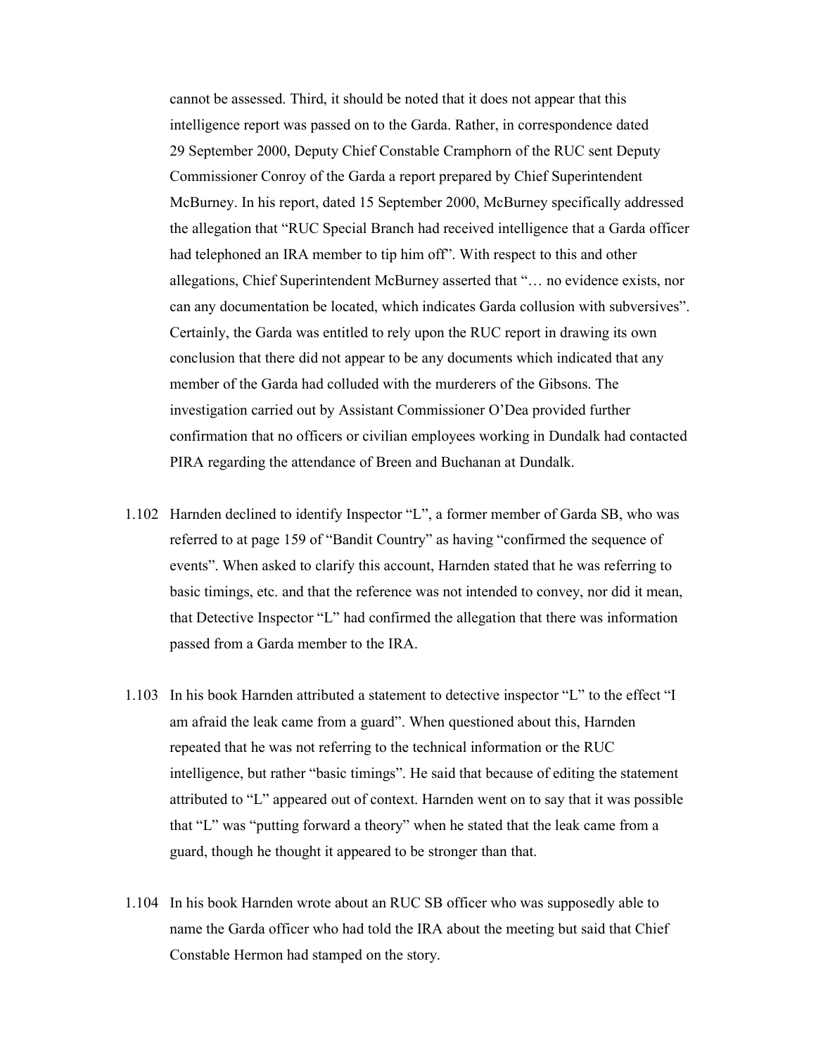cannot be assessed. Third, it should be noted that it does not appear that this intelligence report was passed on to the Garda. Rather, in correspondence dated 29 September 2000, Deputy Chief Constable Cramphorn of the RUC sent Deputy Commissioner Conroy of the Garda a report prepared by Chief Superintendent McBurney. In his report, dated 15 September 2000, McBurney specifically addressed the allegation that "RUC Special Branch had received intelligence that a Garda officer had telephoned an IRA member to tip him off". With respect to this and other allegations, Chief Superintendent McBurney asserted that "… no evidence exists, nor can any documentation be located, which indicates Garda collusion with subversives". Certainly, the Garda was entitled to rely upon the RUC report in drawing its own conclusion that there did not appear to be any documents which indicated that any member of the Garda had colluded with the murderers of the Gibsons. The investigation carried out by Assistant Commissioner O'Dea provided further confirmation that no officers or civilian employees working in Dundalk had contacted PIRA regarding the attendance of Breen and Buchanan at Dundalk.

1.102 Harnden declined to identify Inspector "L", a former member of Garda SB, who was referred to at page 159 of "Bandit Country" as having "confirmed the sequence of events". When asked to clarify this account, Harnden stated that he was referring to basic timings, etc. and that the reference was not intended to convey, nor did it mean, that Detective Inspector "L" had confirmed the allegation that there was information passed from a Garda member to the IRA.

1.103 In his book Harnden attributed a statement to detective inspector "L" to the effect "I am afraid the leak came from a guard". When questioned about this, Harnden repeated that he was not referring to the technical information or the RUC intelligence, but rather "basic timings". He said that because of editing the statement attributed to "L" appeared out of context. Harnden went on to say that it was possible that "L" was "putting forward a theory" when he stated that the leak came from a guard, though he thought it appeared to be stronger than that.

1.104 In his book Harnden wrote about an RUC SB officer who was supposedly able to name the Garda officer who had told the IRA about the meeting but said that Chief Constable Hermon had stamped on the story.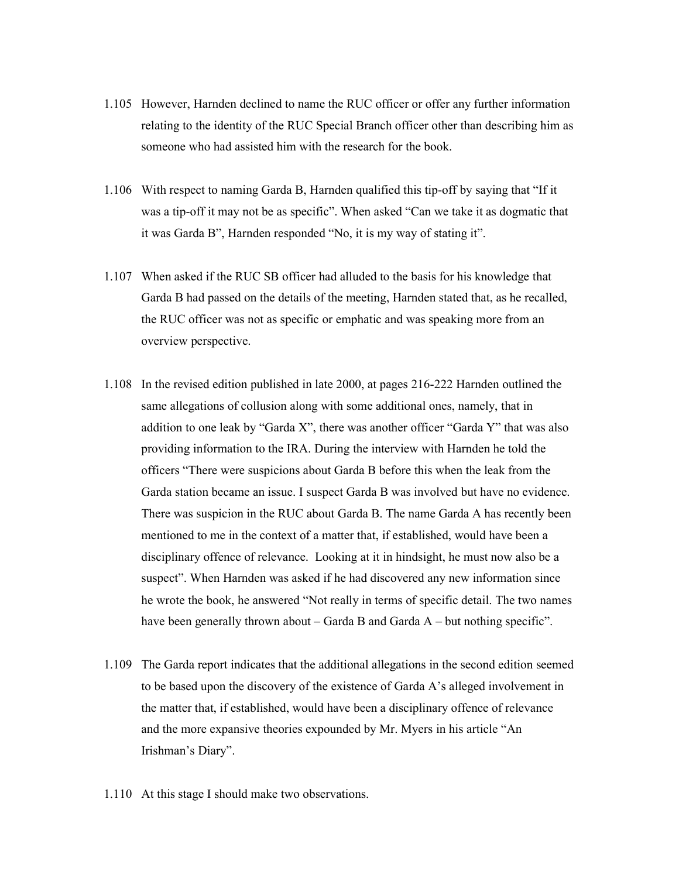1.105 However, Harnden declined to name the RUC officer or offer any further information relating to the identity of the RUC Special Branch officer other than describing him as someone who had assisted him with the research for the book.

1.106 With respect to naming Garda B, Harnden qualified this tip-off by saying that "If it was a tip-off it may not be as specific". When asked "Can we take it as dogmatic that it was Garda B", Harnden responded "No, it is my way of stating it".

1.107 When asked if the RUC SB officer had alluded to the basis for his knowledge that Garda B had passed on the details of the meeting, Harnden stated that, as he recalled, the RUC officer was not as specific or emphatic and was speaking more from an overview perspective.

1.108 In the revised edition published in late 2000, at pages 216-222 Harnden outlined the same allegations of collusion along with some additional ones, namely, that in addition to one leak by "Garda X", there was another officer "Garda Y" that was also providing information to the IRA. During the interview with Harnden he told the officers "There were suspicions about Garda B before this when the leak from the Garda station became an issue. I suspect Garda B was involved but have no evidence. There was suspicion in the RUC about Garda B. The name Garda A has recently been mentioned to me in the context of a matter that, if established, would have been a disciplinary offence of relevance. Looking at it in hindsight, he must now also be a suspect". When Harnden was asked if he had discovered any new information since he wrote the book, he answered "Not really in terms of specific detail. The two names have been generally thrown about – Garda B and Garda A – but nothing specific".

1.109 The Garda report indicates that the additional allegations in the second edition seemed to be based upon the discovery of the existence of Garda A's alleged involvement in the matter that, if established, would have been a disciplinary offence of relevance and the more expansive theories expounded by Mr. Myers in his article "An Irishman's Diary".

1.110 At this stage I should make two observations.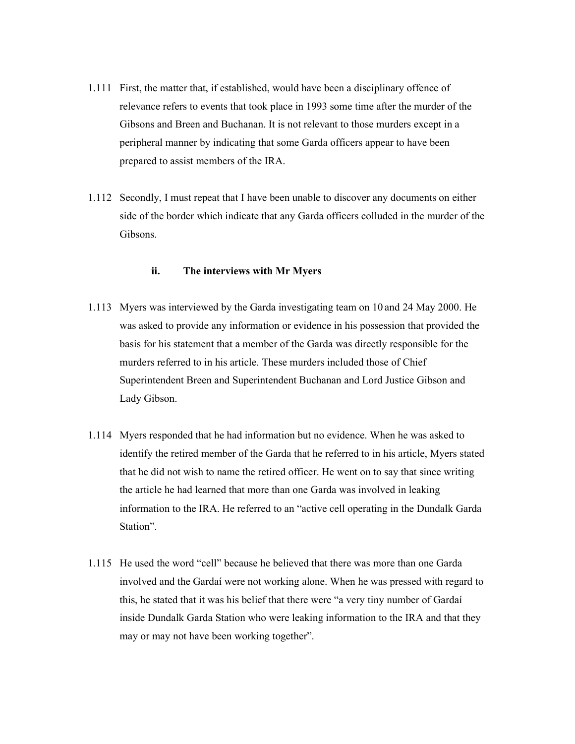1.111 First, the matter that, if established, would have been a disciplinary offence of relevance refers to events that took place in 1993 some time after the murder of the Gibsons and Breen and Buchanan. It is not relevant to those murders except in a peripheral manner by indicating that some Garda officers appear to have been prepared to assist members of the IRA.

1.112 Secondly, I must repeat that I have been unable to discover any documents on either side of the border which indicate that any Garda officers colluded in the murder of the Gibsons.

### ii. The interviews with Mr Myers

1.113 Myers was interviewed by the Garda investigating team on 10 and 24 May 2000. He was asked to provide any information or evidence in his possession that provided the basis for his statement that a member of the Garda was directly responsible for the murders referred to in his article. These murders included those of Chief Superintendent Breen and Superintendent Buchanan and Lord Justice Gibson and Lady Gibson.

1.114 Myers responded that he had information but no evidence. When he was asked to identify the retired member of the Garda that he referred to in his article, Myers stated that he did not wish to name the retired officer. He went on to say that since writing the article he had learned that more than one Garda was involved in leaking information to the IRA. He referred to an "active cell operating in the Dundalk Garda Station".

1.115 He used the word "cell" because he believed that there was more than one Garda involved and the Gardaí were not working alone. When he was pressed with regard to this, he stated that it was his belief that there were "a very tiny number of Gardaí inside Dundalk Garda Station who were leaking information to the IRA and that they may or may not have been working together".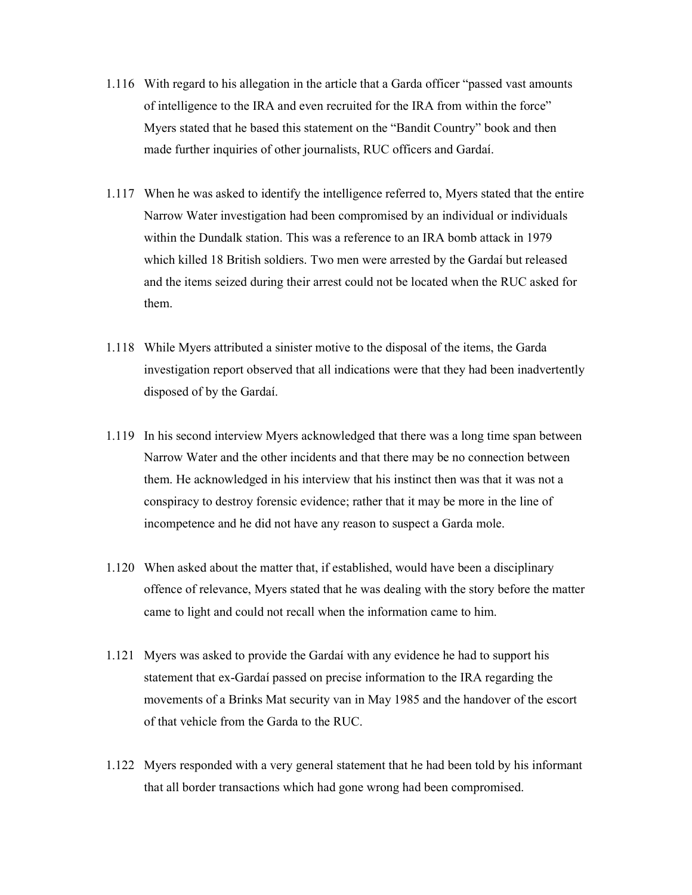1.116 With regard to his allegation in the article that a Garda officer "passed vast amounts of intelligence to the IRA and even recruited for the IRA from within the force" Myers stated that he based this statement on the "Bandit Country" book and then made further inquiries of other journalists, RUC officers and Gardaí.

1.117 When he was asked to identify the intelligence referred to, Myers stated that the entire Narrow Water investigation had been compromised by an individual or individuals within the Dundalk station. This was a reference to an IRA bomb attack in 1979 which killed 18 British soldiers. Two men were arrested by the Gardaí but released and the items seized during their arrest could not be located when the RUC asked for them.

1.118 While Myers attributed a sinister motive to the disposal of the items, the Garda investigation report observed that all indications were that they had been inadvertently disposed of by the Gardaí.

1.119 In his second interview Myers acknowledged that there was a long time span between Narrow Water and the other incidents and that there may be no connection between them. He acknowledged in his interview that his instinct then was that it was not a conspiracy to destroy forensic evidence; rather that it may be more in the line of incompetence and he did not have any reason to suspect a Garda mole.

1.120 When asked about the matter that, if established, would have been a disciplinary offence of relevance, Myers stated that he was dealing with the story before the matter came to light and could not recall when the information came to him.

1.121 Myers was asked to provide the Gardaí with any evidence he had to support his statement that ex-Gardaí passed on precise information to the IRA regarding the movements of a Brinks Mat security van in May 1985 and the handover of the escort of that vehicle from the Garda to the RUC.

1.122 Myers responded with a very general statement that he had been told by his informant that all border transactions which had gone wrong had been compromised.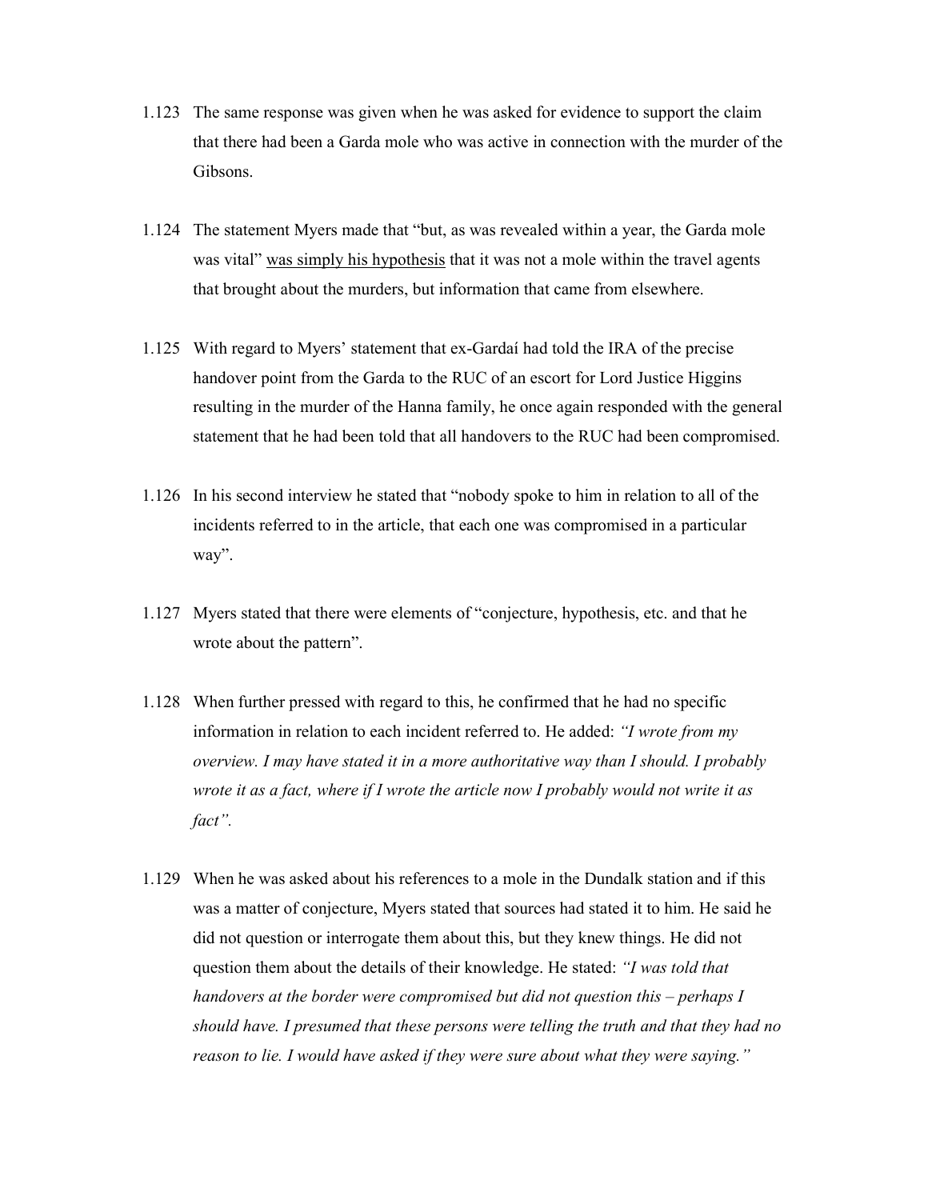1.123 The same response was given when he was asked for evidence to support the claim that there had been a Garda mole who was active in connection with the murder of the Gibsons.

1.124 The statement Myers made that "but, as was revealed within a year, the Garda mole was vital" <u>was simply his hypothesis</u> that it was not a mole within the travel agents that brought about the murders, but information that came from elsewhere.

1.125 With regard to Myers' statement that ex-Gardaí had told the IRA of the precise handover point from the Garda to the RUC of an escort for Lord Justice Higgins resulting in the murder of the Hanna family, he once again responded with the general statement that he had been told that all handovers to the RUC had been compromised.

1.126 In his second interview he stated that "nobody spoke to him in relation to all of the incidents referred to in the article, that each one was compromised in a particular way".

1.127 Myers stated that there were elements of "conjecture, hypothesis, etc. and that he wrote about the pattern".

1.128 When further pressed with regard to this, he confirmed that he had no specific information in relation to each incident referred to. He added: *"I wrote from my overview. I may have stated it in a more authoritative way than I should. I probably wrote it as a fact, where if I wrote the article now I probably would not write it as fact".*

1.129 When he was asked about his references to a mole in the Dundalk station and if this was a matter of conjecture, Myers stated that sources had stated it to him. He said he did not question or interrogate them about this, but they knew things. He did not question them about the details of their knowledge. He stated: *"I was told that handovers at the border were compromised but did not question this – perhaps I should have. I presumed that these persons were telling the truth and that they had no reason to lie. I would have asked if they were sure about what they were saying."*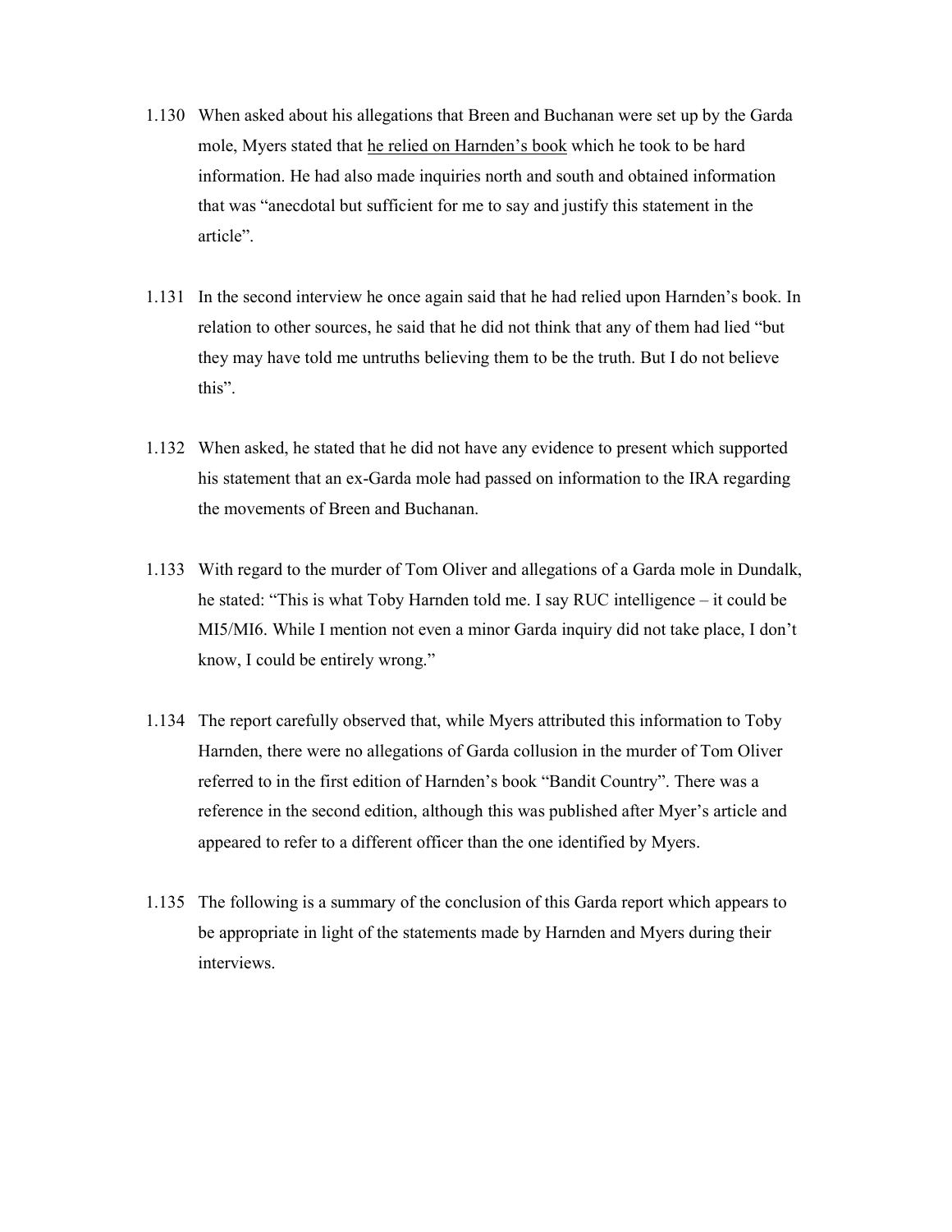1.130 When asked about his allegations that Breen and Buchanan were set up by the Garda mole, Myers stated that <u>he relied on Harnden's book</u> which he took to be hard information. He had also made inquiries north and south and obtained information that was "anecdotal but sufficient for me to say and justify this statement in the article".

1.131 In the second interview he once again said that he had relied upon Harnden's book. In relation to other sources, he said that he did not think that any of them had lied "but they may have told me untruths believing them to be the truth. But I do not believe this".

1.132 When asked, he stated that he did not have any evidence to present which supported his statement that an ex-Garda mole had passed on information to the IRA regarding the movements of Breen and Buchanan.

1.133 With regard to the murder of Tom Oliver and allegations of a Garda mole in Dundalk, he stated: "This is what Toby Harnden told me. I say RUC intelligence – it could be MI5/MI6. While I mention not even a minor Garda inquiry did not take place, I don't know, I could be entirely wrong."

1.134 The report carefully observed that, while Myers attributed this information to Toby Harnden, there were no allegations of Garda collusion in the murder of Tom Oliver referred to in the first edition of Harnden's book "Bandit Country". There was a reference in the second edition, although this was published after Myer's article and appeared to refer to a different officer than the one identified by Myers.

1.135 The following is a summary of the conclusion of this Garda report which appears to be appropriate in light of the statements made by Harnden and Myers during their interviews.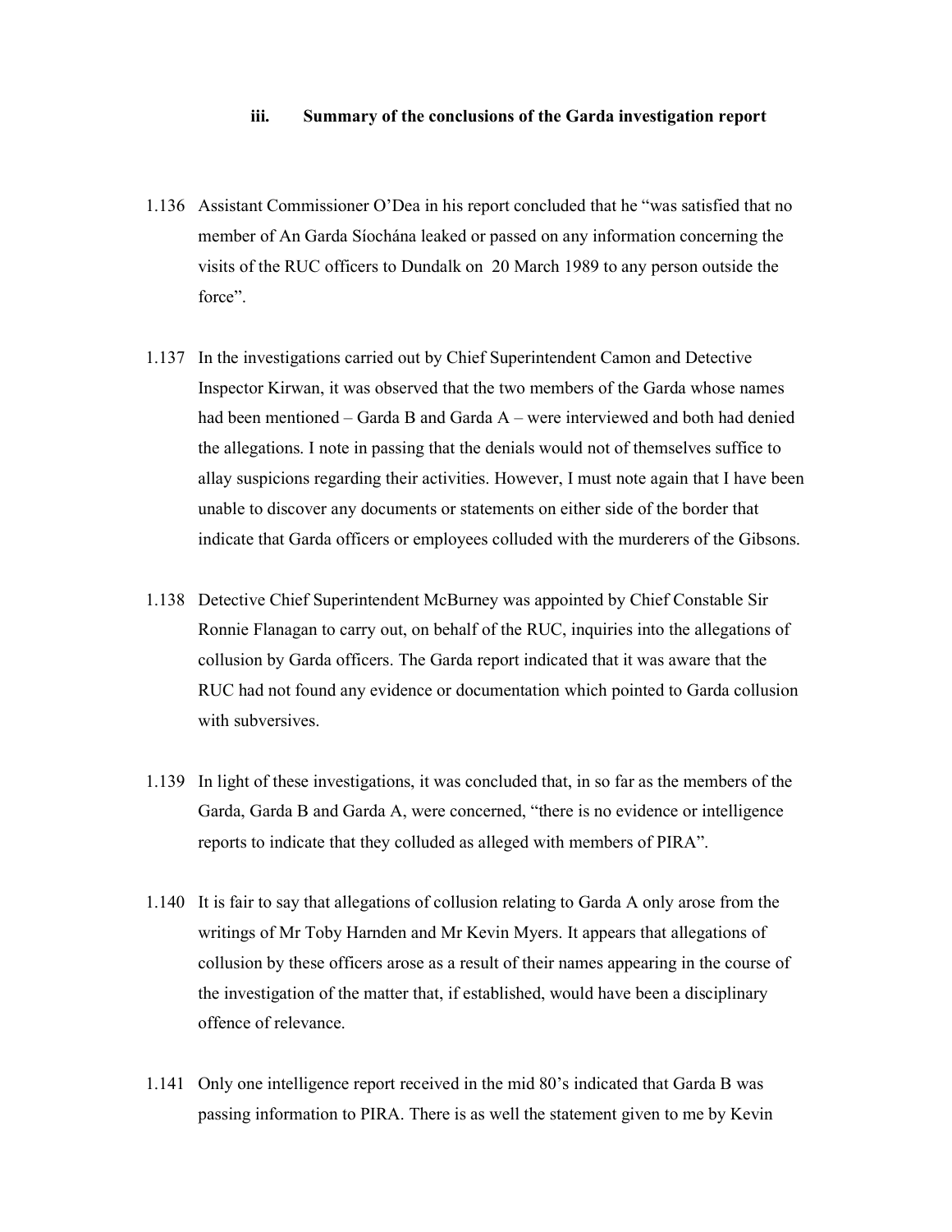### iii. Summary of the conclusions of the Garda investigation report

1.136 Assistant Commissioner O'Dea in his report concluded that he "was satisfied that no member of An Garda Síochána leaked or passed on any information concerning the visits of the RUC officers to Dundalk on 20 March 1989 to any person outside the force".

1.137 In the investigations carried out by Chief Superintendent Camon and Detective Inspector Kirwan, it was observed that the two members of the Garda whose names had been mentioned – Garda B and Garda A – were interviewed and both had denied the allegations. I note in passing that the denials would not of themselves suffice to allay suspicions regarding their activities. However, I must note again that I have been unable to discover any documents or statements on either side of the border that indicate that Garda officers or employees colluded with the murderers of the Gibsons.

1.138 Detective Chief Superintendent McBurney was appointed by Chief Constable Sir Ronnie Flanagan to carry out, on behalf of the RUC, inquiries into the allegations of collusion by Garda officers. The Garda report indicated that it was aware that the RUC had not found any evidence or documentation which pointed to Garda collusion with subversives.

1.139 In light of these investigations, it was concluded that, in so far as the members of the Garda, Garda B and Garda A, were concerned, "there is no evidence or intelligence reports to indicate that they colluded as alleged with members of PIRA".

1.140 It is fair to say that allegations of collusion relating to Garda A only arose from the writings of Mr Toby Harnden and Mr Kevin Myers. It appears that allegations of collusion by these officers arose as a result of their names appearing in the course of the investigation of the matter that, if established, would have been a disciplinary offence of relevance.

1.141 Only one intelligence report received in the mid 80's indicated that Garda B was passing information to PIRA. There is as well the statement given to me by Kevin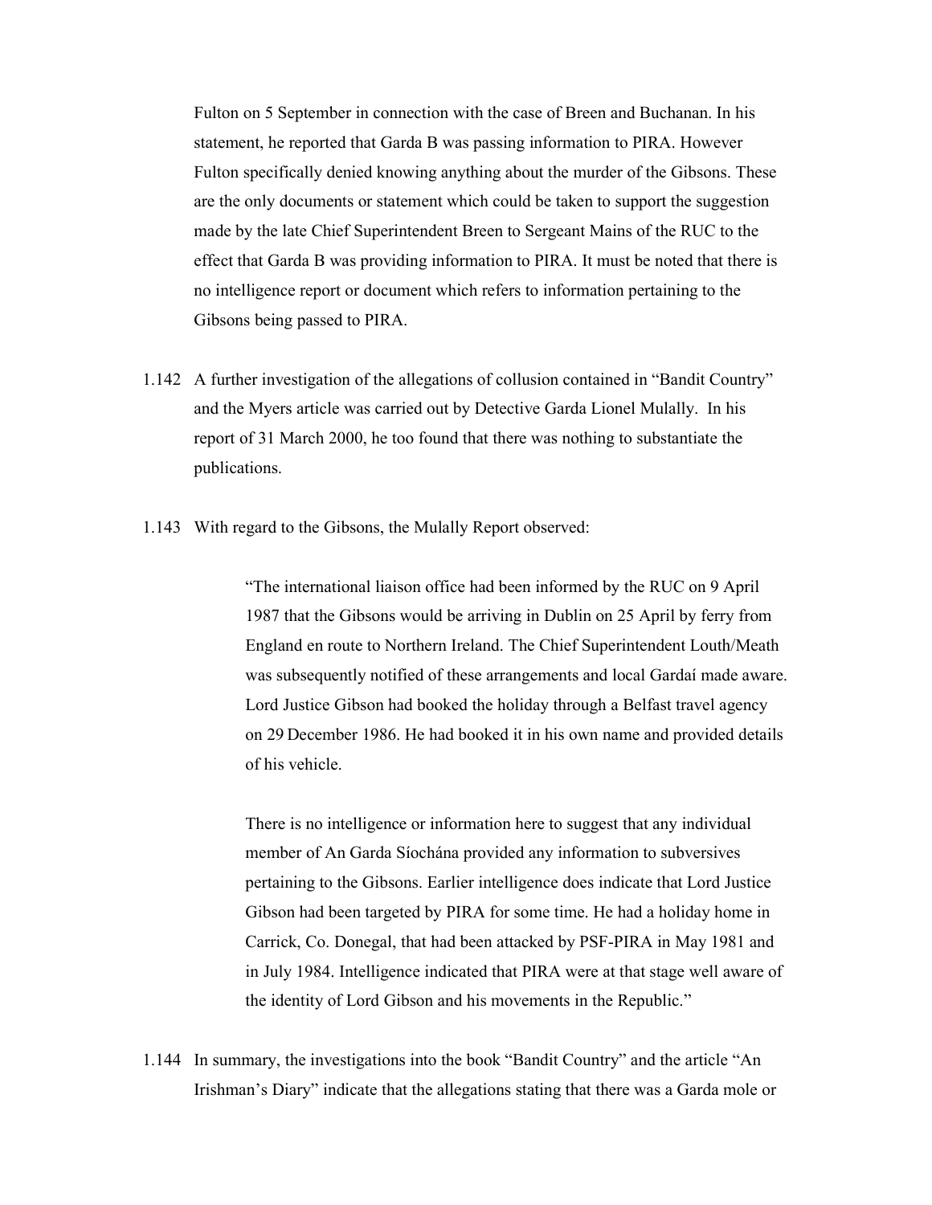Fulton on 5 September in connection with the case of Breen and Buchanan. In his statement, he reported that Garda B was passing information to PIRA. However Fulton specifically denied knowing anything about the murder of the Gibsons. These are the only documents or statement which could be taken to support the suggestion made by the late Chief Superintendent Breen to Sergeant Mains of the RUC to the effect that Garda B was providing information to PIRA. It must be noted that there is no intelligence report or document which refers to information pertaining to the Gibsons being passed to PIRA.

1.142 A further investigation of the allegations of collusion contained in "Bandit Country" and the Myers article was carried out by Detective Garda Lionel Mulally. In his report of 31 March 2000, he too found that there was nothing to substantiate the publications.

1.143 With regard to the Gibsons, the Mulally Report observed:

> "The international liaison office had been informed by the RUC on 9 April 1987 that the Gibsons would be arriving in Dublin on 25 April by ferry from England en route to Northern Ireland. The Chief Superintendent Louth/Meath was subsequently notified of these arrangements and local Gardaí made aware. Lord Justice Gibson had booked the holiday through a Belfast travel agency on 29 December 1986. He had booked it in his own name and provided details of his vehicle.
>
> There is no intelligence or information here to suggest that any individual member of An Garda Síochána provided any information to subversives pertaining to the Gibsons. Earlier intelligence does indicate that Lord Justice Gibson had been targeted by PIRA for some time. He had a holiday home in Carrick, Co. Donegal, that had been attacked by PSF-PIRA in May 1981 and in July 1984. Intelligence indicated that PIRA were at that stage well aware of the identity of Lord Gibson and his movements in the Republic."

1.144 In summary, the investigations into the book "Bandit Country" and the article "An Irishman's Diary" indicate that the allegations stating that there was a Garda mole or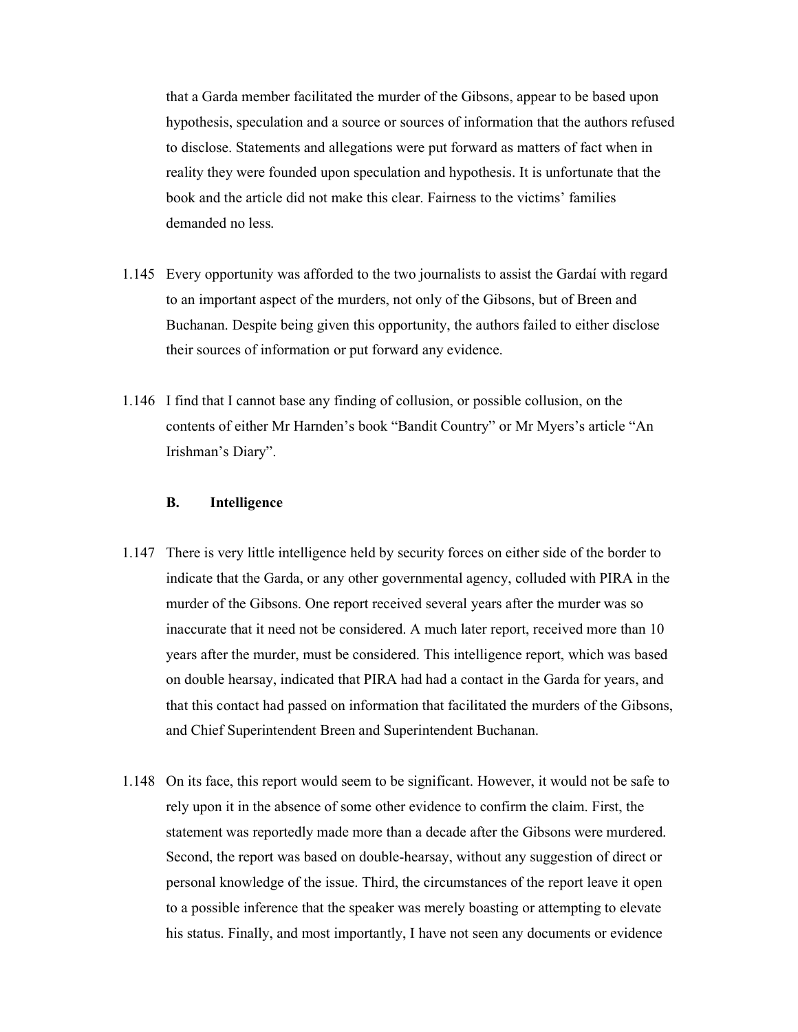that a Garda member facilitated the murder of the Gibsons, appear to be based upon hypothesis, speculation and a source or sources of information that the authors refused to disclose. Statements and allegations were put forward as matters of fact when in reality they were founded upon speculation and hypothesis. It is unfortunate that the book and the article did not make this clear. Fairness to the victims' families demanded no less.

1.145 Every opportunity was afforded to the two journalists to assist the Gardaí with regard to an important aspect of the murders, not only of the Gibsons, but of Breen and Buchanan. Despite being given this opportunity, the authors failed to either disclose their sources of information or put forward any evidence.

1.146 I find that I cannot base any finding of collusion, or possible collusion, on the contents of either Mr Harnden's book "Bandit Country" or Mr Myers's article "An Irishman's Diary".

### B. Intelligence

1.147 There is very little intelligence held by security forces on either side of the border to indicate that the Garda, or any other governmental agency, colluded with PIRA in the murder of the Gibsons. One report received several years after the murder was so inaccurate that it need not be considered. A much later report, received more than 10 years after the murder, must be considered. This intelligence report, which was based on double hearsay, indicated that PIRA had had a contact in the Garda for years, and that this contact had passed on information that facilitated the murders of the Gibsons, and Chief Superintendent Breen and Superintendent Buchanan.

1.148 On its face, this report would seem to be significant. However, it would not be safe to rely upon it in the absence of some other evidence to confirm the claim. First, the statement was reportedly made more than a decade after the Gibsons were murdered. Second, the report was based on double-hearsay, without any suggestion of direct or personal knowledge of the issue. Third, the circumstances of the report leave it open to a possible inference that the speaker was merely boasting or attempting to elevate his status. Finally, and most importantly, I have not seen any documents or evidence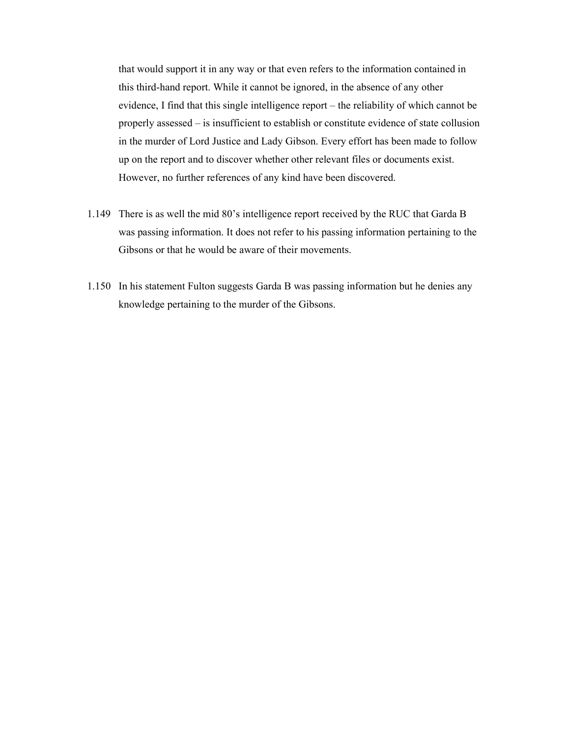that would support it in any way or that even refers to the information contained in this third-hand report. While it cannot be ignored, in the absence of any other evidence, I find that this single intelligence report – the reliability of which cannot be properly assessed – is insufficient to establish or constitute evidence of state collusion in the murder of Lord Justice and Lady Gibson. Every effort has been made to follow up on the report and to discover whether other relevant files or documents exist. However, no further references of any kind have been discovered.

1.149 There is as well the mid 80's intelligence report received by the RUC that Garda B was passing information. It does not refer to his passing information pertaining to the Gibsons or that he would be aware of their movements.

1.150 In his statement Fulton suggests Garda B was passing information but he denies any knowledge pertaining to the murder of the Gibsons.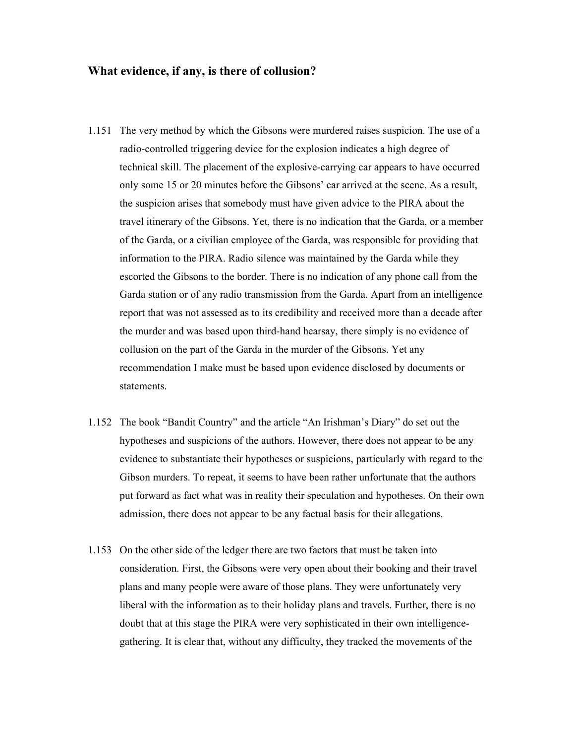## What evidence, if any, is there of collusion?

1.151 The very method by which the Gibsons were murdered raises suspicion. The use of a radio-controlled triggering device for the explosion indicates a high degree of technical skill. The placement of the explosive-carrying car appears to have occurred only some 15 or 20 minutes before the Gibsons' car arrived at the scene. As a result, the suspicion arises that somebody must have given advice to the PIRA about the travel itinerary of the Gibsons. Yet, there is no indication that the Garda, or a member of the Garda, or a civilian employee of the Garda, was responsible for providing that information to the PIRA. Radio silence was maintained by the Garda while they escorted the Gibsons to the border. There is no indication of any phone call from the Garda station or of any radio transmission from the Garda. Apart from an intelligence report that was not assessed as to its credibility and received more than a decade after the murder and was based upon third-hand hearsay, there simply is no evidence of collusion on the part of the Garda in the murder of the Gibsons. Yet any recommendation I make must be based upon evidence disclosed by documents or statements.

1.152 The book "Bandit Country" and the article "An Irishman's Diary" do set out the hypotheses and suspicions of the authors. However, there does not appear to be any evidence to substantiate their hypotheses or suspicions, particularly with regard to the Gibson murders. To repeat, it seems to have been rather unfortunate that the authors put forward as fact what was in reality their speculation and hypotheses. On their own admission, there does not appear to be any factual basis for their allegations.

1.153 On the other side of the ledger there are two factors that must be taken into consideration. First, the Gibsons were very open about their booking and their travel plans and many people were aware of those plans. They were unfortunately very liberal with the information as to their holiday plans and travels. Further, there is no doubt that at this stage the PIRA were very sophisticated in their own intelligence-gathering. It is clear that, without any difficulty, they tracked the movements of the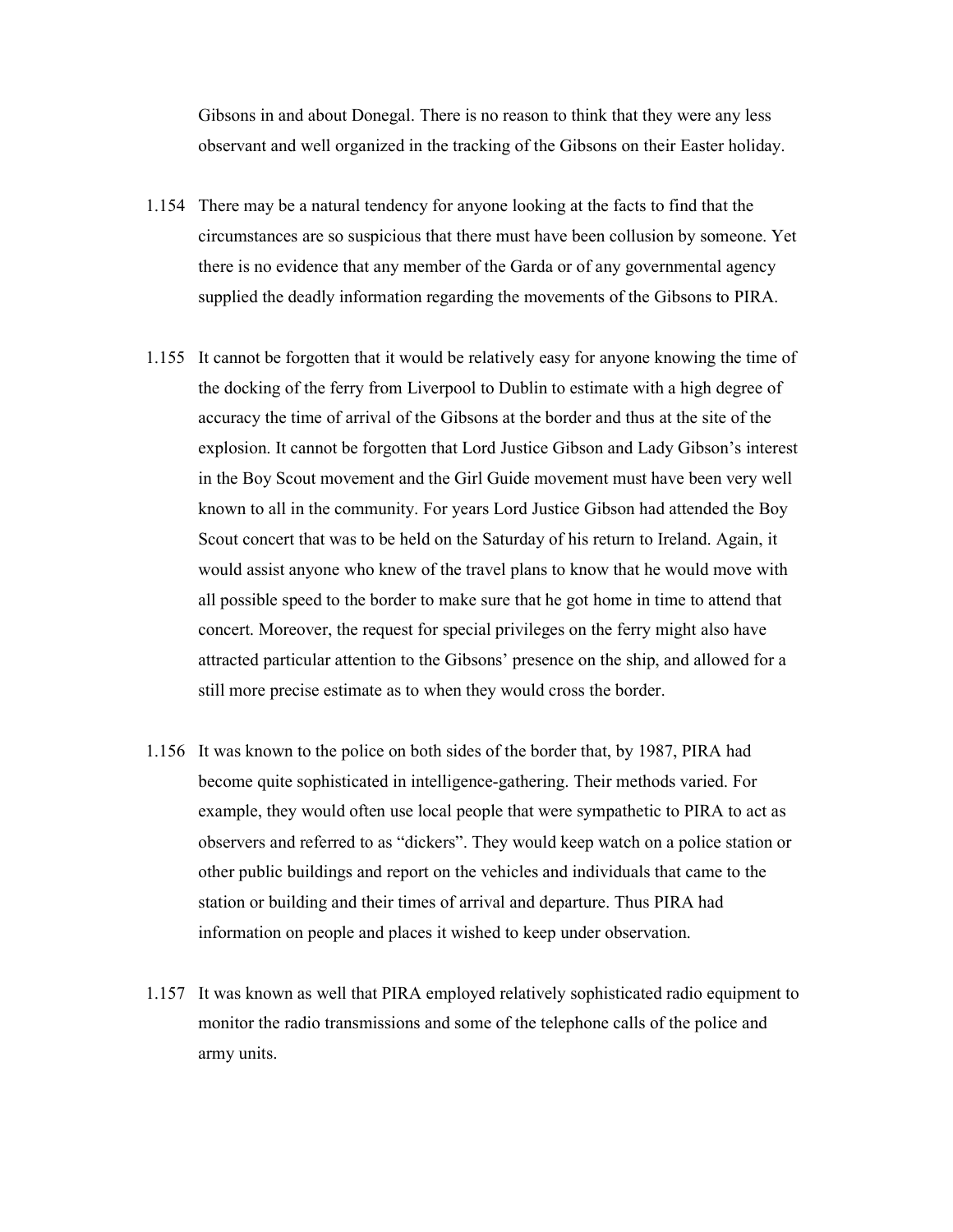Gibsons in and about Donegal. There is no reason to think that they were any less observant and well organized in the tracking of the Gibsons on their Easter holiday.

1.154 There may be a natural tendency for anyone looking at the facts to find that the circumstances are so suspicious that there must have been collusion by someone. Yet there is no evidence that any member of the Garda or of any governmental agency supplied the deadly information regarding the movements of the Gibsons to PIRA.

1.155 It cannot be forgotten that it would be relatively easy for anyone knowing the time of the docking of the ferry from Liverpool to Dublin to estimate with a high degree of accuracy the time of arrival of the Gibsons at the border and thus at the site of the explosion. It cannot be forgotten that Lord Justice Gibson and Lady Gibson's interest in the Boy Scout movement and the Girl Guide movement must have been very well known to all in the community. For years Lord Justice Gibson had attended the Boy Scout concert that was to be held on the Saturday of his return to Ireland. Again, it would assist anyone who knew of the travel plans to know that he would move with all possible speed to the border to make sure that he got home in time to attend that concert. Moreover, the request for special privileges on the ferry might also have attracted particular attention to the Gibsons' presence on the ship, and allowed for a still more precise estimate as to when they would cross the border.

1.156 It was known to the police on both sides of the border that, by 1987, PIRA had become quite sophisticated in intelligence-gathering. Their methods varied. For example, they would often use local people that were sympathetic to PIRA to act as observers and referred to as "dickers". They would keep watch on a police station or other public buildings and report on the vehicles and individuals that came to the station or building and their times of arrival and departure. Thus PIRA had information on people and places it wished to keep under observation.

1.157 It was known as well that PIRA employed relatively sophisticated radio equipment to monitor the radio transmissions and some of the telephone calls of the police and army units.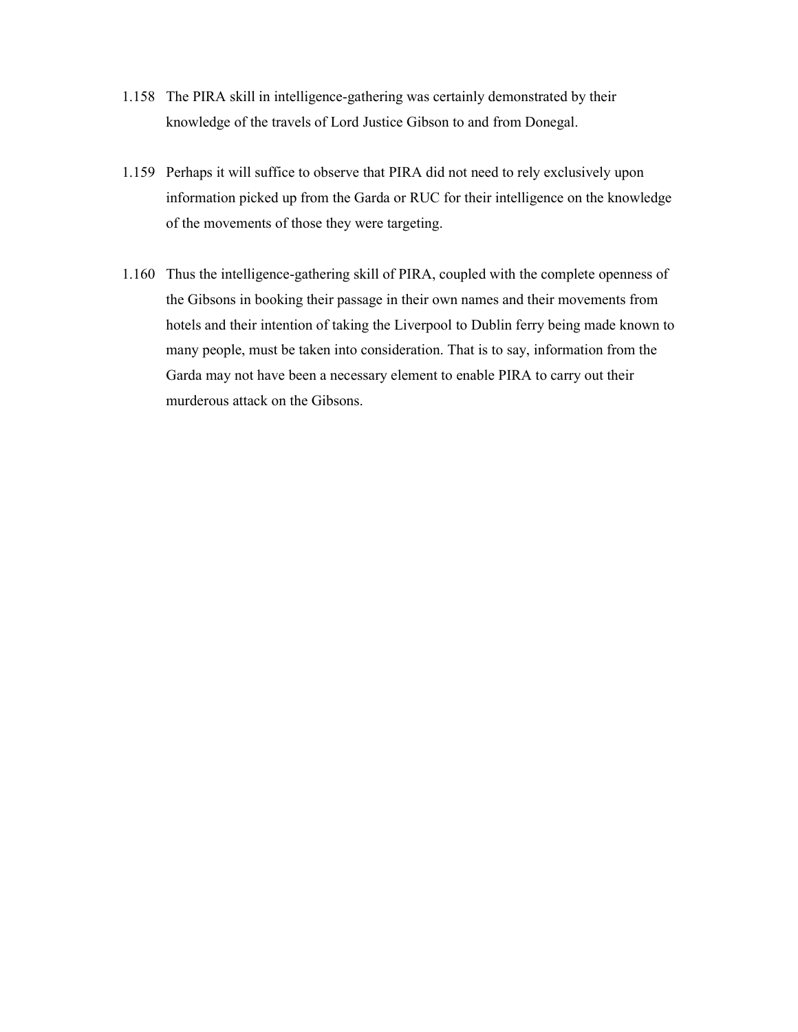1.158 The PIRA skill in intelligence-gathering was certainly demonstrated by their knowledge of the travels of Lord Justice Gibson to and from Donegal.

1.159 Perhaps it will suffice to observe that PIRA did not need to rely exclusively upon information picked up from the Garda or RUC for their intelligence on the knowledge of the movements of those they were targeting.

1.160 Thus the intelligence-gathering skill of PIRA, coupled with the complete openness of the Gibsons in booking their passage in their own names and their movements from hotels and their intention of taking the Liverpool to Dublin ferry being made known to many people, must be taken into consideration. That is to say, information from the Garda may not have been a necessary element to enable PIRA to carry out their murderous attack on the Gibsons.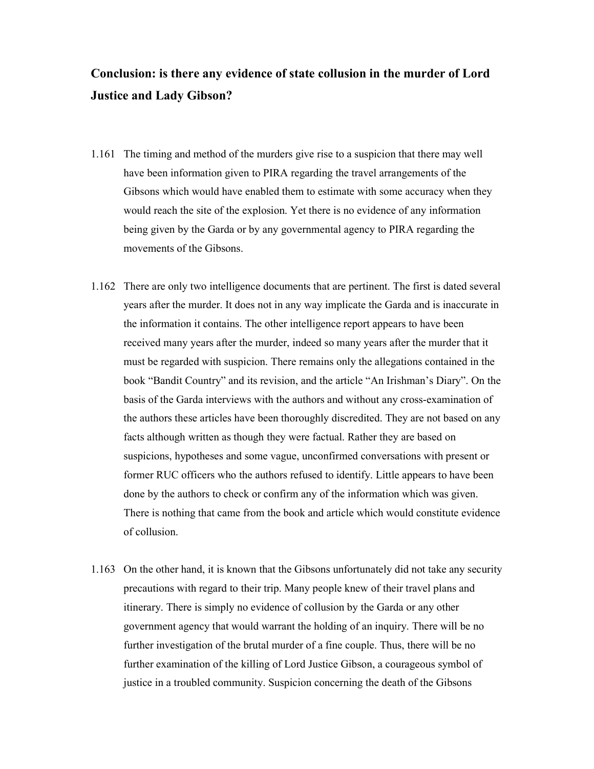## Conclusion: is there any evidence of state collusion in the murder of Lord Justice and Lady Gibson?

1.161 The timing and method of the murders give rise to a suspicion that there may well have been information given to PIRA regarding the travel arrangements of the Gibsons which would have enabled them to estimate with some accuracy when they would reach the site of the explosion. Yet there is no evidence of any information being given by the Garda or by any governmental agency to PIRA regarding the movements of the Gibsons.

1.162 There are only two intelligence documents that are pertinent. The first is dated several years after the murder. It does not in any way implicate the Garda and is inaccurate in the information it contains. The other intelligence report appears to have been received many years after the murder, indeed so many years after the murder that it must be regarded with suspicion. There remains only the allegations contained in the book "Bandit Country" and its revision, and the article "An Irishman's Diary". On the basis of the Garda interviews with the authors and without any cross-examination of the authors these articles have been thoroughly discredited. They are not based on any facts although written as though they were factual. Rather they are based on suspicions, hypotheses and some vague, unconfirmed conversations with present or former RUC officers who the authors refused to identify. Little appears to have been done by the authors to check or confirm any of the information which was given. There is nothing that came from the book and article which would constitute evidence of collusion.

1.163 On the other hand, it is known that the Gibsons unfortunately did not take any security precautions with regard to their trip. Many people knew of their travel plans and itinerary. There is simply no evidence of collusion by the Garda or any other government agency that would warrant the holding of an inquiry. There will be no further investigation of the brutal murder of a fine couple. Thus, there will be no further examination of the killing of Lord Justice Gibson, a courageous symbol of justice in a troubled community. Suspicion concerning the death of the Gibsons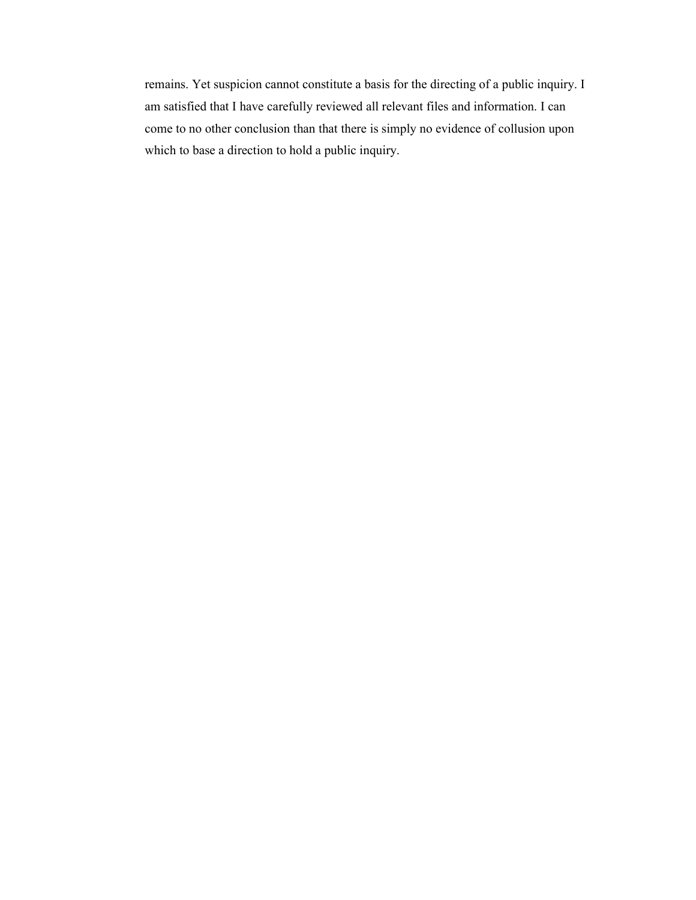remains. Yet suspicion cannot constitute a basis for the directing of a public inquiry. I am satisfied that I have carefully reviewed all relevant files and information. I can come to no other conclusion than that there is simply no evidence of collusion upon which to base a direction to hold a public inquiry.